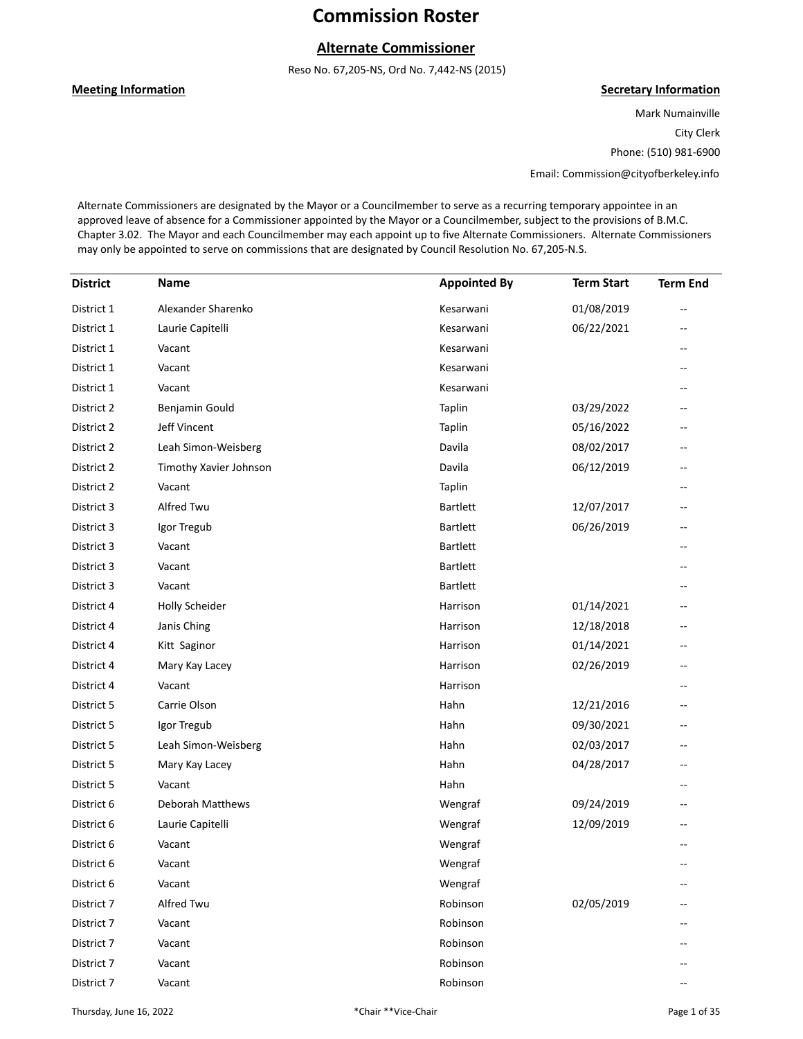# Commission Roster

## Alternate Commissioner

Reso No. 67,205-NS, Ord No. 7,442-NS (2015)

**Meeting Information**

**Secretary Information**

Mark Numainville
City Clerk
Phone: (510) 981-6900
Email: Commission@cityofberkeley.info

Alternate Commissioners are designated by the Mayor or a Councilmember to serve as a recurring temporary appointee in an approved leave of absence for a Commissioner appointed by the Mayor or a Councilmember, subject to the provisions of B.M.C. Chapter 3.02. The Mayor and each Councilmember may each appoint up to five Alternate Commissioners. Alternate Commissioners may only be appointed to serve on commissions that are designated by Council Resolution No. 67,205-N.S.

| District | Name | Appointed By | Term Start | Term End |
|---|---|---|---|---|
| District 1 | Alexander Sharenko | Kesarwani | 01/08/2019 | -- |
| District 1 | Laurie Capitelli | Kesarwani | 06/22/2021 | -- |
| District 1 | Vacant | Kesarwani | | -- |
| District 1 | Vacant | Kesarwani | | -- |
| District 1 | Vacant | Kesarwani | | -- |
| District 2 | Benjamin Gould | Taplin | 03/29/2022 | -- |
| District 2 | Jeff Vincent | Taplin | 05/16/2022 | -- |
| District 2 | Leah Simon-Weisberg | Davila | 08/02/2017 | -- |
| District 2 | Timothy Xavier Johnson | Davila | 06/12/2019 | -- |
| District 2 | Vacant | Taplin | | -- |
| District 3 | Alfred Twu | Bartlett | 12/07/2017 | -- |
| District 3 | Igor Tregub | Bartlett | 06/26/2019 | -- |
| District 3 | Vacant | Bartlett | | -- |
| District 3 | Vacant | Bartlett | | -- |
| District 3 | Vacant | Bartlett | | -- |
| District 4 | Holly Scheider | Harrison | 01/14/2021 | -- |
| District 4 | Janis Ching | Harrison | 12/18/2018 | -- |
| District 4 | Kitt Saginor | Harrison | 01/14/2021 | -- |
| District 4 | Mary Kay Lacey | Harrison | 02/26/2019 | -- |
| District 4 | Vacant | Harrison | | -- |
| District 5 | Carrie Olson | Hahn | 12/21/2016 | -- |
| District 5 | Igor Tregub | Hahn | 09/30/2021 | -- |
| District 5 | Leah Simon-Weisberg | Hahn | 02/03/2017 | -- |
| District 5 | Mary Kay Lacey | Hahn | 04/28/2017 | -- |
| District 5 | Vacant | Hahn | | -- |
| District 6 | Deborah Matthews | Wengraf | 09/24/2019 | -- |
| District 6 | Laurie Capitelli | Wengraf | 12/09/2019 | -- |
| District 6 | Vacant | Wengraf | | -- |
| District 6 | Vacant | Wengraf | | -- |
| District 6 | Vacant | Wengraf | | -- |
| District 7 | Alfred Twu | Robinson | 02/05/2019 | -- |
| District 7 | Vacant | Robinson | | -- |
| District 7 | Vacant | Robinson | | -- |
| District 7 | Vacant | Robinson | | -- |
| District 7 | Vacant | Robinson | | -- |

Thursday, June 16, 2022

*Chair **Vice-Chair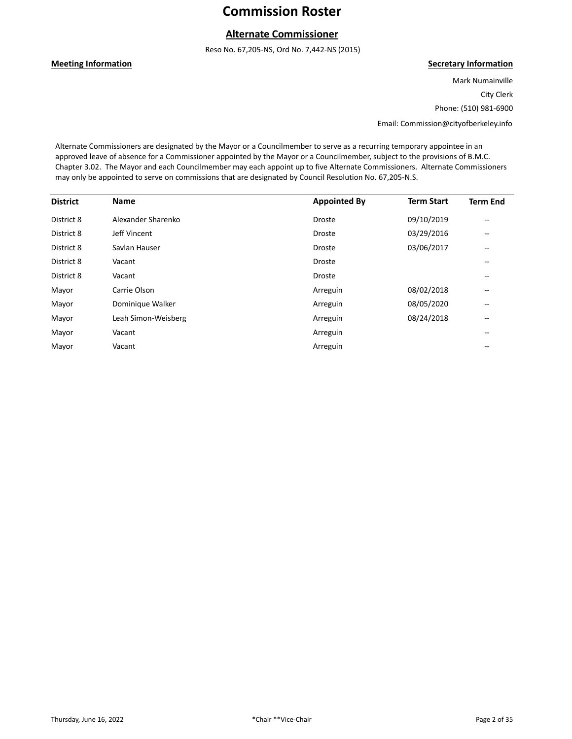# Commission Roster

## Alternate Commissioner

Reso No. 67,205-NS, Ord No. 7,442-NS (2015)

**Meeting Information**

**Secretary Information**

Mark Numainville

City Clerk

Phone: (510) 981-6900

Email: Commission@cityofberkeley.info

Alternate Commissioners are designated by the Mayor or a Councilmember to serve as a recurring temporary appointee in an approved leave of absence for a Commissioner appointed by the Mayor or a Councilmember, subject to the provisions of B.M.C. Chapter 3.02. The Mayor and each Councilmember may each appoint up to five Alternate Commissioners. Alternate Commissioners may only be appointed to serve on commissions that are designated by Council Resolution No. 67,205-N.S.

| District | Name | Appointed By | Term Start | Term End |
|---|---|---|---|---|
| District 8 | Alexander Sharenko | Droste | 09/10/2019 | -- |
| District 8 | Jeff Vincent | Droste | 03/29/2016 | -- |
| District 8 | Savlan Hauser | Droste | 03/06/2017 | -- |
| District 8 | Vacant | Droste | | -- |
| District 8 | Vacant | Droste | | -- |
| Mayor | Carrie Olson | Arreguin | 08/02/2018 | -- |
| Mayor | Dominique Walker | Arreguin | 08/05/2020 | -- |
| Mayor | Leah Simon-Weisberg | Arreguin | 08/24/2018 | -- |
| Mayor | Vacant | Arreguin | | -- |
| Mayor | Vacant | Arreguin | | -- |

*Chair **Vice-Chair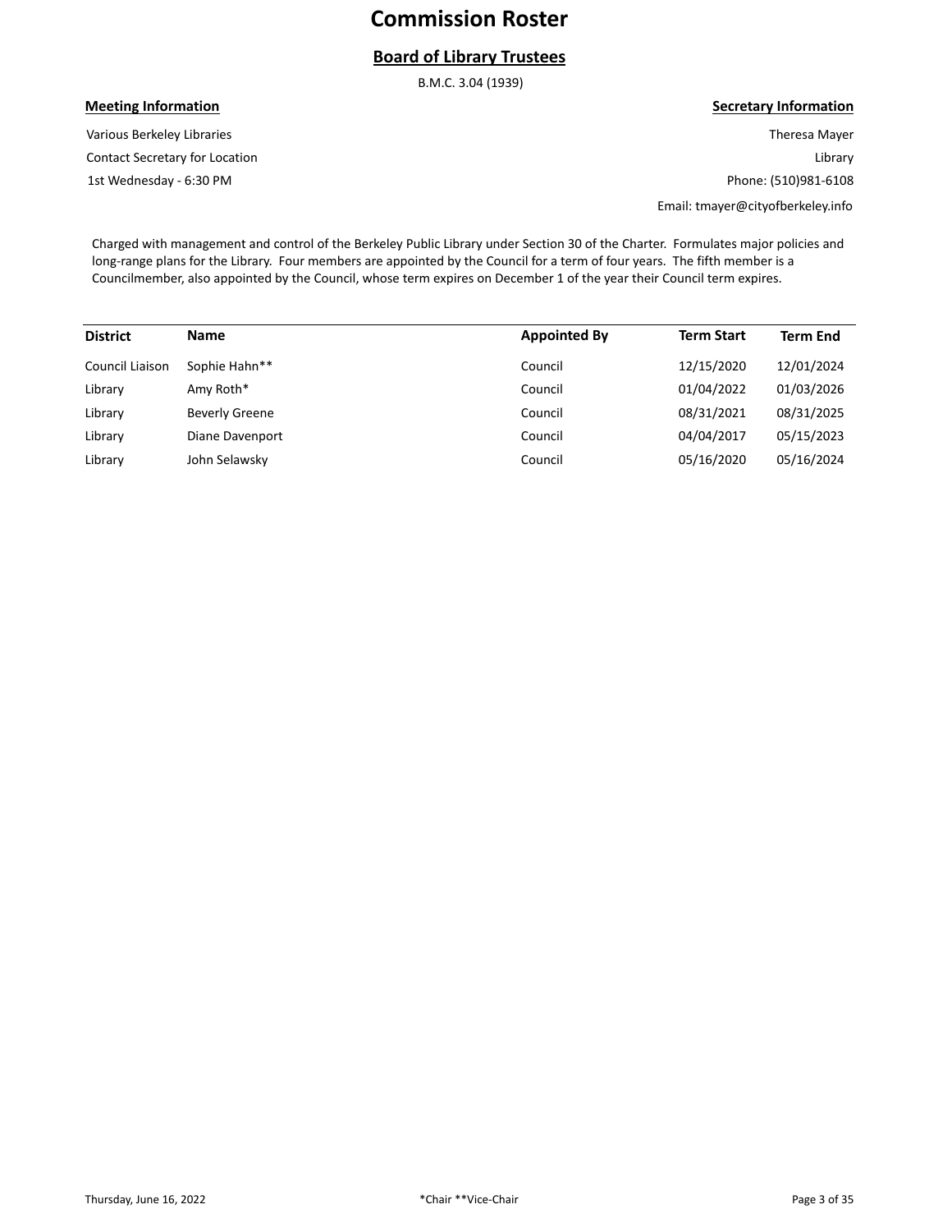# Commission Roster

## Board of Library Trustees

B.M.C. 3.04 (1939)

**Meeting Information**

Various Berkeley Libraries
Contact Secretary for Location
1st Wednesday - 6:30 PM

**Secretary Information**

Theresa Mayer
Library
Phone: (510)981-6108
Email: tmayer@cityofberkeley.info

Charged with management and control of the Berkeley Public Library under Section 30 of the Charter. Formulates major policies and long-range plans for the Library. Four members are appointed by the Council for a term of four years. The fifth member is a Councilmember, also appointed by the Council, whose term expires on December 1 of the year their Council term expires.

| District | Name | Appointed By | Term Start | Term End |
|---|---|---|---|---|
| Council Liaison | Sophie Hahn** | Council | 12/15/2020 | 12/01/2024 |
| Library | Amy Roth* | Council | 01/04/2022 | 01/03/2026 |
| Library | Beverly Greene | Council | 08/31/2021 | 08/31/2025 |
| Library | Diane Davenport | Council | 04/04/2017 | 05/15/2023 |
| Library | John Selawsky | Council | 05/16/2020 | 05/16/2024 |

*Chair **Vice-Chair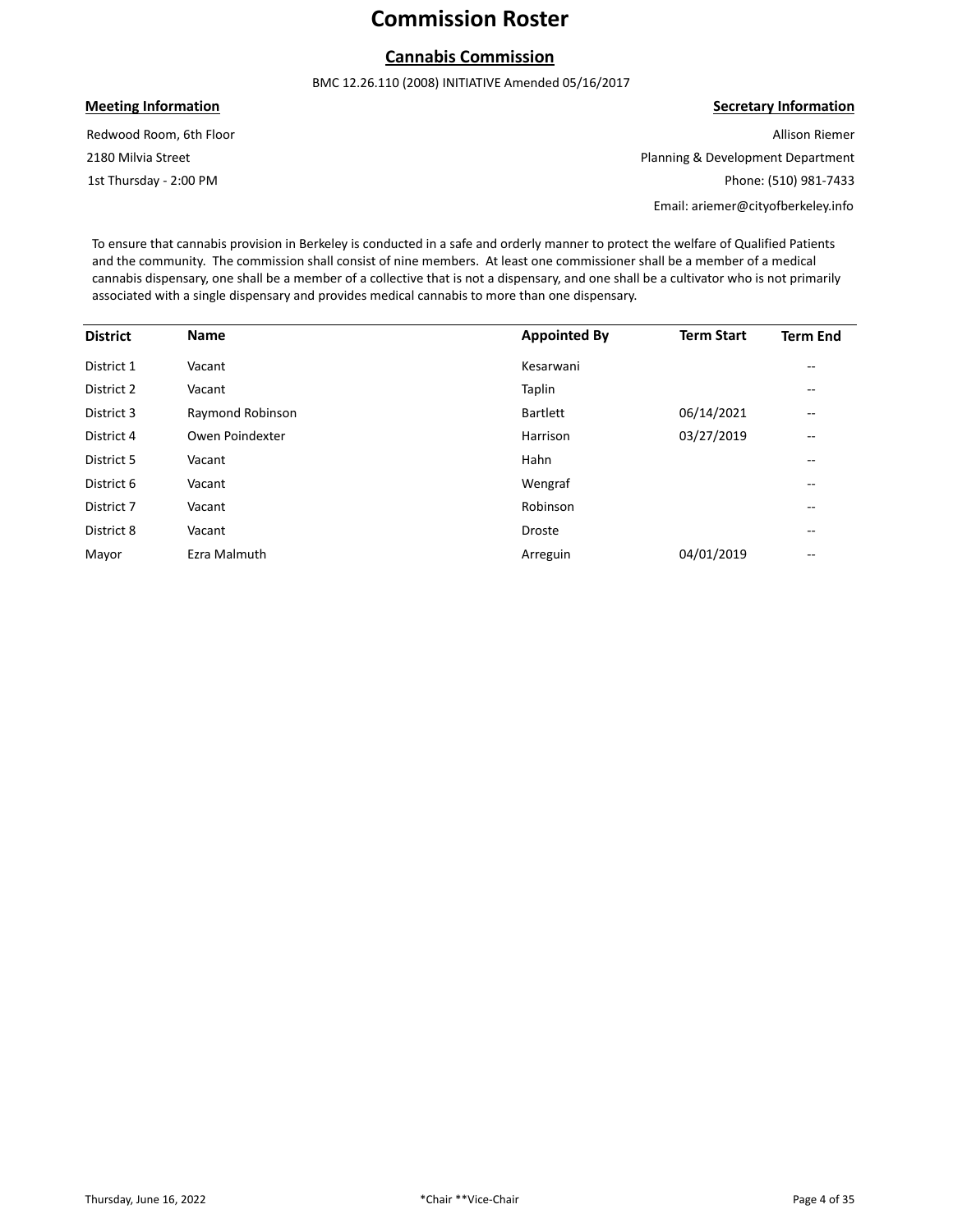# Commission Roster

## Cannabis Commission

BMC 12.26.110 (2008) INITIATIVE Amended 05/16/2017

**Meeting Information**

Redwood Room, 6th Floor
2180 Milvia Street
1st Thursday - 2:00 PM

**Secretary Information**

Allison Riemer
Planning & Development Department
Phone: (510) 981-7433
Email: ariemer@cityofberkeley.info

To ensure that cannabis provision in Berkeley is conducted in a safe and orderly manner to protect the welfare of Qualified Patients and the community. The commission shall consist of nine members. At least one commissioner shall be a member of a medical cannabis dispensary, one shall be a member of a collective that is not a dispensary, and one shall be a cultivator who is not primarily associated with a single dispensary and provides medical cannabis to more than one dispensary.

| District | Name | Appointed By | Term Start | Term End |
|---|---|---|---|---|
| District 1 | Vacant | Kesarwani | | -- |
| District 2 | Vacant | Taplin | | -- |
| District 3 | Raymond Robinson | Bartlett | 06/14/2021 | -- |
| District 4 | Owen Poindexter | Harrison | 03/27/2019 | -- |
| District 5 | Vacant | Hahn | | -- |
| District 6 | Vacant | Wengraf | | -- |
| District 7 | Vacant | Robinson | | -- |
| District 8 | Vacant | Droste | | -- |
| Mayor | Ezra Malmuth | Arreguin | 04/01/2019 | -- |

*Chair **Vice-Chair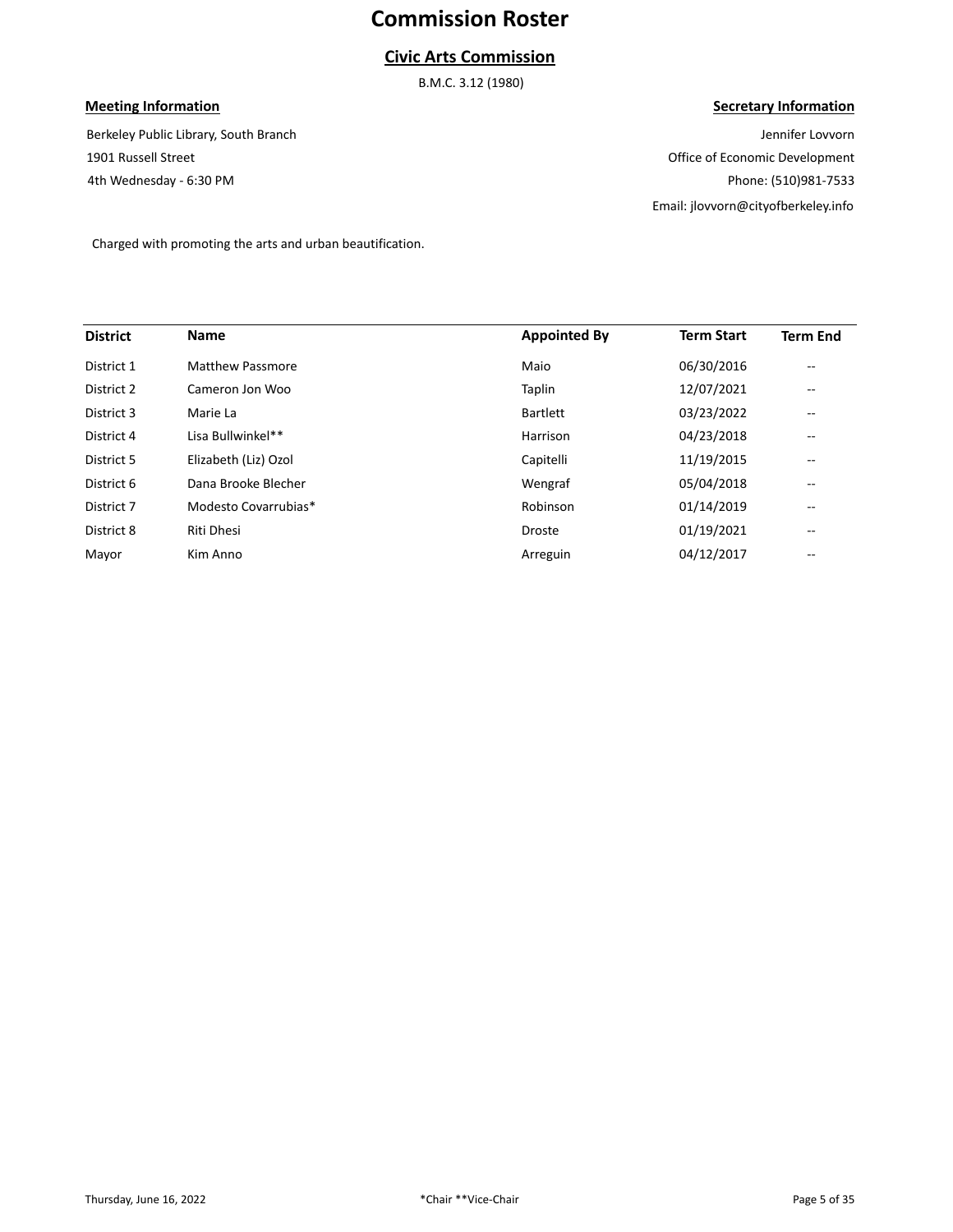# Commission Roster

## Civic Arts Commission

B.M.C. 3.12 (1980)

**Meeting Information**

Berkeley Public Library, South Branch
1901 Russell Street
4th Wednesday - 6:30 PM

**Secretary Information**

Jennifer Lovvorn
Office of Economic Development
Phone: (510)981-7533
Email: jlovvorn@cityofberkeley.info

Charged with promoting the arts and urban beautification.

| District | Name | Appointed By | Term Start | Term End |
| --- | --- | --- | --- | --- |
| District 1 | Matthew Passmore | Maio | 06/30/2016 | -- |
| District 2 | Cameron Jon Woo | Taplin | 12/07/2021 | -- |
| District 3 | Marie La | Bartlett | 03/23/2022 | -- |
| District 4 | Lisa Bullwinkel** | Harrison | 04/23/2018 | -- |
| District 5 | Elizabeth (Liz) Ozol | Capitelli | 11/19/2015 | -- |
| District 6 | Dana Brooke Blecher | Wengraf | 05/04/2018 | -- |
| District 7 | Modesto Covarrubias* | Robinson | 01/14/2019 | -- |
| District 8 | Riti Dhesi | Droste | 01/19/2021 | -- |
| Mayor | Kim Anno | Arreguin | 04/12/2017 | -- |

*Chair **Vice-Chair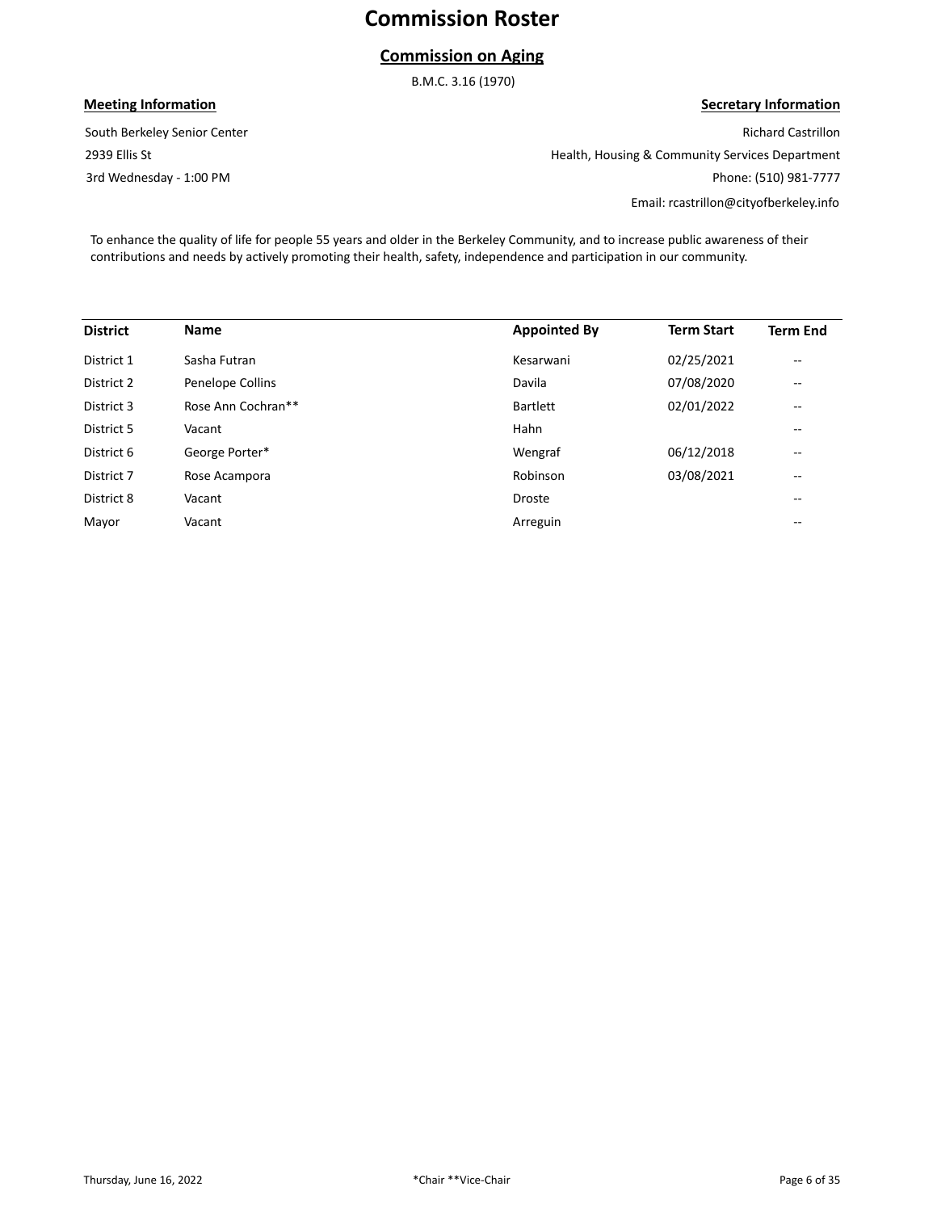# Commission Roster

## Commission on Aging

B.M.C. 3.16 (1970)

**Meeting Information**

South Berkeley Senior Center
2939 Ellis St
3rd Wednesday - 1:00 PM

**Secretary Information**

Richard Castrillon
Health, Housing & Community Services Department
Phone: (510) 981-7777
Email: rcastrillon@cityofberkeley.info

To enhance the quality of life for people 55 years and older in the Berkeley Community, and to increase public awareness of their contributions and needs by actively promoting their health, safety, independence and participation in our community.

| District | Name | Appointed By | Term Start | Term End |
|---|---|---|---|---|
| District 1 | Sasha Futran | Kesarwani | 02/25/2021 | -- |
| District 2 | Penelope Collins | Davila | 07/08/2020 | -- |
| District 3 | Rose Ann Cochran** | Bartlett | 02/01/2022 | -- |
| District 5 | Vacant | Hahn | | -- |
| District 6 | George Porter* | Wengraf | 06/12/2018 | -- |
| District 7 | Rose Acampora | Robinson | 03/08/2021 | -- |
| District 8 | Vacant | Droste | | -- |
| Mayor | Vacant | Arreguin | | -- |

*Chair **Vice-Chair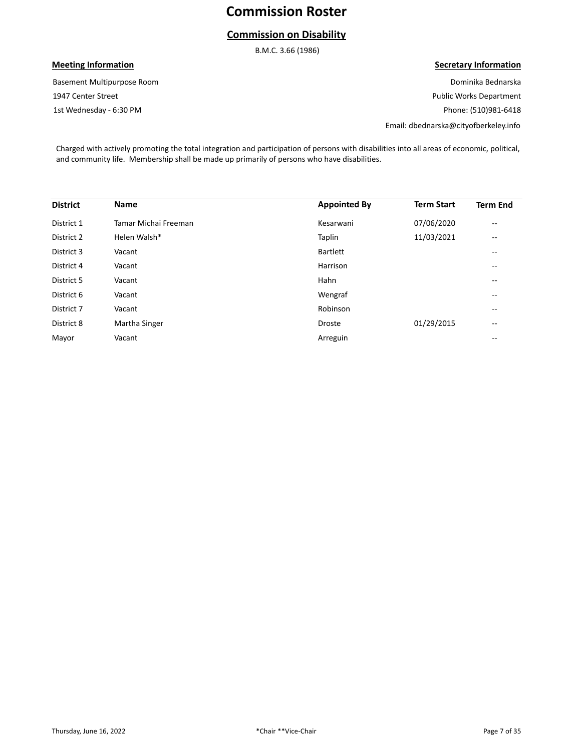# Commission Roster

## Commission on Disability

B.M.C. 3.66 (1986)

**Meeting Information**

Basement Multipurpose Room
1947 Center Street
1st Wednesday - 6:30 PM

**Secretary Information**

Dominika Bednarska
Public Works Department
Phone: (510)981-6418
Email: dbednarska@cityofberkeley.info

Charged with actively promoting the total integration and participation of persons with disabilities into all areas of economic, political, and community life. Membership shall be made up primarily of persons who have disabilities.

| District | Name | Appointed By | Term Start | Term End |
|---|---|---|---|---|
| District 1 | Tamar Michai Freeman | Kesarwani | 07/06/2020 | -- |
| District 2 | Helen Walsh* | Taplin | 11/03/2021 | -- |
| District 3 | Vacant | Bartlett | | -- |
| District 4 | Vacant | Harrison | | -- |
| District 5 | Vacant | Hahn | | -- |
| District 6 | Vacant | Wengraf | | -- |
| District 7 | Vacant | Robinson | | -- |
| District 8 | Martha Singer | Droste | 01/29/2015 | -- |
| Mayor | Vacant | Arreguin | | -- |

Thursday, June 16, 2022

*Chair **Vice-Chair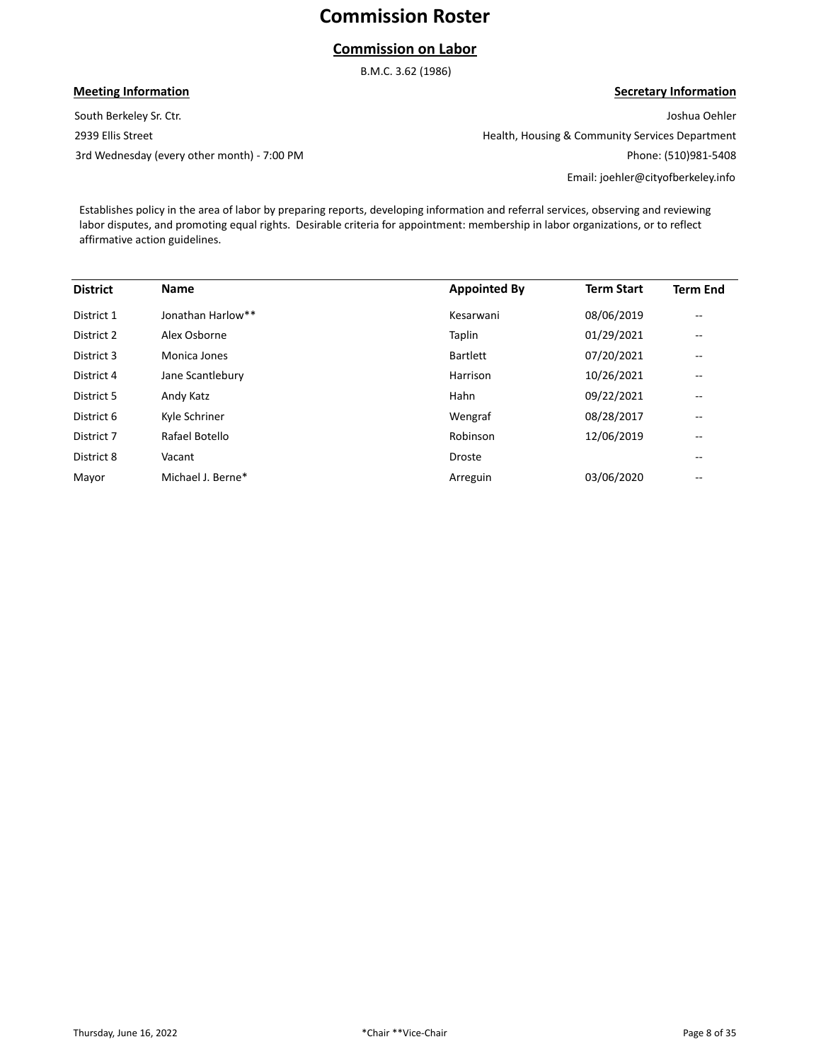# Commission Roster

## Commission on Labor

B.M.C. 3.62 (1986)

**Meeting Information**

South Berkeley Sr. Ctr.
2939 Ellis Street
3rd Wednesday (every other month) - 7:00 PM

**Secretary Information**

Joshua Oehler
Health, Housing & Community Services Department
Phone: (510)981-5408
Email: joehler@cityofberkeley.info

Establishes policy in the area of labor by preparing reports, developing information and referral services, observing and reviewing labor disputes, and promoting equal rights. Desirable criteria for appointment: membership in labor organizations, or to reflect affirmative action guidelines.

| District | Name | Appointed By | Term Start | Term End |
|---|---|---|---|---|
| District 1 | Jonathan Harlow** | Kesarwani | 08/06/2019 | -- |
| District 2 | Alex Osborne | Taplin | 01/29/2021 | -- |
| District 3 | Monica Jones | Bartlett | 07/20/2021 | -- |
| District 4 | Jane Scantlebury | Harrison | 10/26/2021 | -- |
| District 5 | Andy Katz | Hahn | 09/22/2021 | -- |
| District 6 | Kyle Schriner | Wengraf | 08/28/2017 | -- |
| District 7 | Rafael Botello | Robinson | 12/06/2019 | -- |
| District 8 | Vacant | Droste | | -- |
| Mayor | Michael J. Berne* | Arreguin | 03/06/2020 | -- |

*Chair **Vice-Chair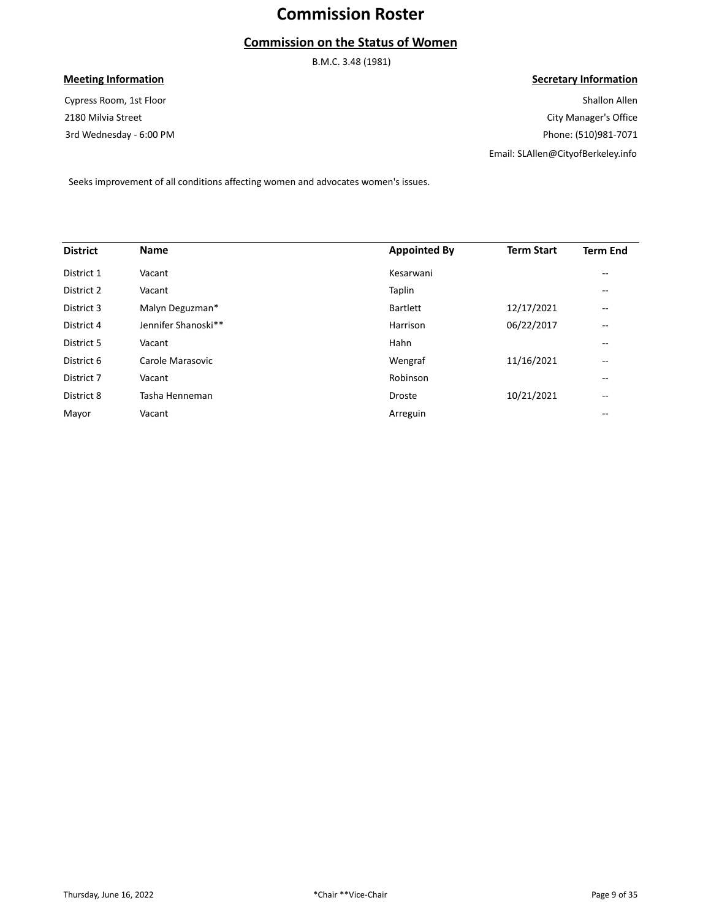# Commission Roster

## Commission on the Status of Women

B.M.C. 3.48 (1981)

**Meeting Information**

Cypress Room, 1st Floor
2180 Milvia Street
3rd Wednesday - 6:00 PM

**Secretary Information**

Shallon Allen
City Manager's Office
Phone: (510)981-7071
Email: SLAllen@CityofBerkeley.info

Seeks improvement of all conditions affecting women and advocates women's issues.

| District | Name | Appointed By | Term Start | Term End |
|---|---|---|---|---|
| District 1 | Vacant | Kesarwani | | -- |
| District 2 | Vacant | Taplin | | -- |
| District 3 | Malyn Deguzman* | Bartlett | 12/17/2021 | -- |
| District 4 | Jennifer Shanoski** | Harrison | 06/22/2017 | -- |
| District 5 | Vacant | Hahn | | -- |
| District 6 | Carole Marasovic | Wengraf | 11/16/2021 | -- |
| District 7 | Vacant | Robinson | | -- |
| District 8 | Tasha Henneman | Droste | 10/21/2021 | -- |
| Mayor | Vacant | Arreguin | | -- |

*Chair **Vice-Chair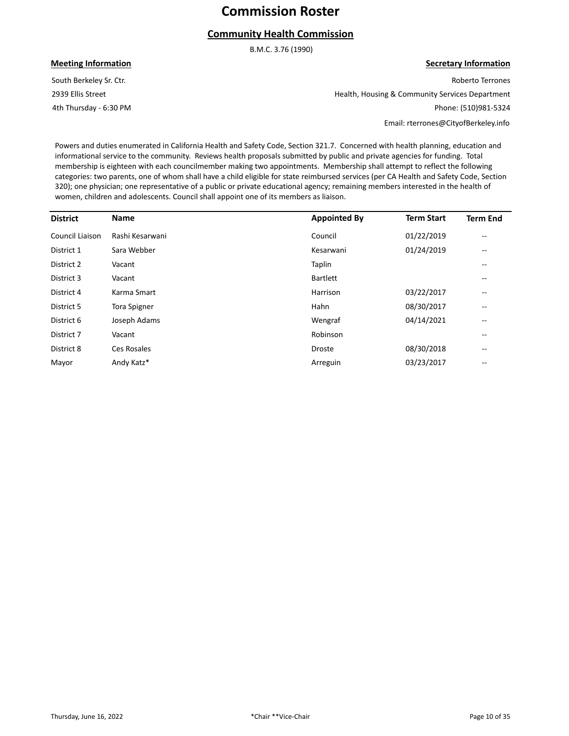# Commission Roster

## Community Health Commission

B.M.C. 3.76 (1990)

| **Meeting Information** | **Secretary Information** |
|---|---|
| South Berkeley Sr. Ctr. | Roberto Terrones |
| 2939 Ellis Street | Health, Housing & Community Services Department |
| 4th Thursday - 6:30 PM | Phone: (510)981-5324 |
| | Email: rterrones@CityofBerkeley.info |

Powers and duties enumerated in California Health and Safety Code, Section 321.7. Concerned with health planning, education and informational service to the community. Reviews health proposals submitted by public and private agencies for funding. Total membership is eighteen with each councilmember making two appointments. Membership shall attempt to reflect the following categories: two parents, one of whom shall have a child eligible for state reimbursed services (per CA Health and Safety Code, Section 320); one physician; one representative of a public or private educational agency; remaining members interested in the health of women, children and adolescents. Council shall appoint one of its members as liaison.

| District | Name | Appointed By | Term Start | Term End |
|---|---|---|---|---|
| Council Liaison | Rashi Kesarwani | Council | 01/22/2019 | -- |
| District 1 | Sara Webber | Kesarwani | 01/24/2019 | -- |
| District 2 | Vacant | Taplin | | -- |
| District 3 | Vacant | Bartlett | | -- |
| District 4 | Karma Smart | Harrison | 03/22/2017 | -- |
| District 5 | Tora Spigner | Hahn | 08/30/2017 | -- |
| District 6 | Joseph Adams | Wengraf | 04/14/2021 | -- |
| District 7 | Vacant | Robinson | | -- |
| District 8 | Ces Rosales | Droste | 08/30/2018 | -- |
| Mayor | Andy Katz* | Arreguin | 03/23/2017 | -- |

*Chair **Vice-Chair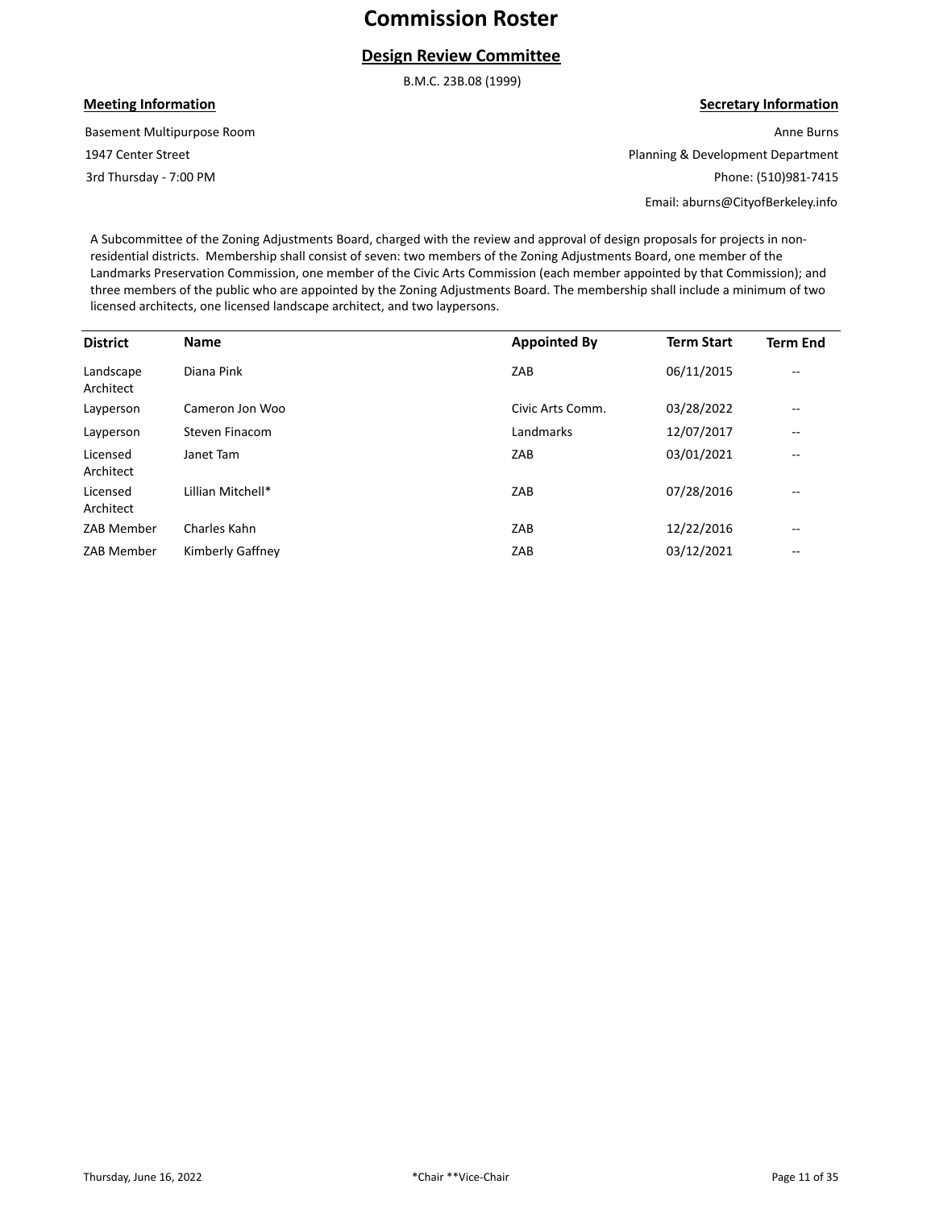# Commission Roster

## Design Review Committee

B.M.C. 23B.08 (1999)

**Meeting Information**

Basement Multipurpose Room
1947 Center Street
3rd Thursday - 7:00 PM

**Secretary Information**

Anne Burns
Planning & Development Department
Phone: (510)981-7415
Email: aburns@CityofBerkeley.info

A Subcommittee of the Zoning Adjustments Board, charged with the review and approval of design proposals for projects in non-residential districts. Membership shall consist of seven: two members of the Zoning Adjustments Board, one member of the Landmarks Preservation Commission, one member of the Civic Arts Commission (each member appointed by that Commission); and three members of the public who are appointed by the Zoning Adjustments Board. The membership shall include a minimum of two licensed architects, one licensed landscape architect, and two laypersons.

| District | Name | Appointed By | Term Start | Term End |
|---|---|---|---|---|
| Landscape Architect | Diana Pink | ZAB | 06/11/2015 | -- |
| Layperson | Cameron Jon Woo | Civic Arts Comm. | 03/28/2022 | -- |
| Layperson | Steven Finacom | Landmarks | 12/07/2017 | -- |
| Licensed Architect | Janet Tam | ZAB | 03/01/2021 | -- |
| Licensed Architect | Lillian Mitchell* | ZAB | 07/28/2016 | -- |
| ZAB Member | Charles Kahn | ZAB | 12/22/2016 | -- |
| ZAB Member | Kimberly Gaffney | ZAB | 03/12/2021 | -- |

*Chair **Vice-Chair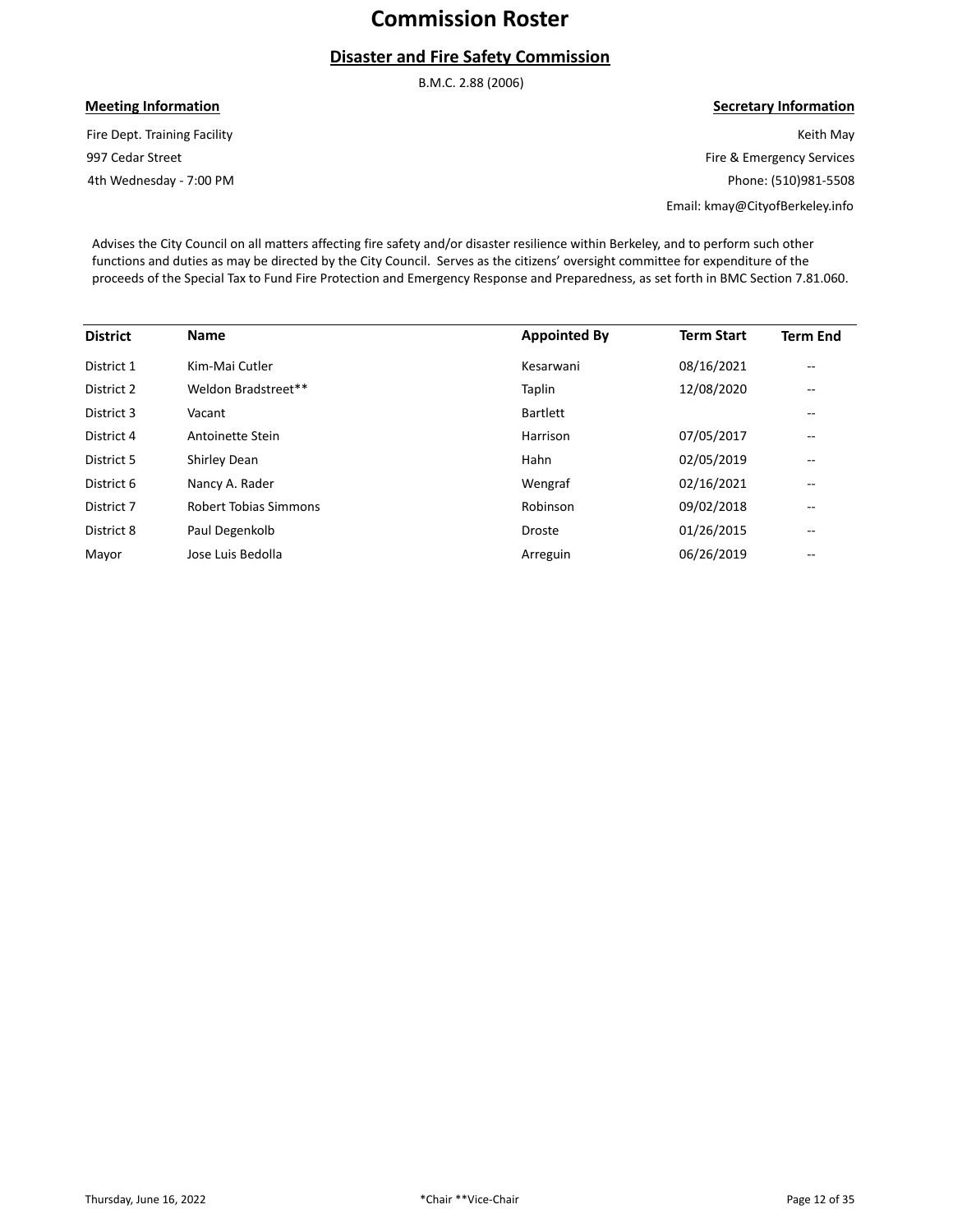# Commission Roster

## Disaster and Fire Safety Commission

B.M.C. 2.88 (2006)

**Meeting Information**

Fire Dept. Training Facility
997 Cedar Street
4th Wednesday - 7:00 PM

**Secretary Information**

Keith May
Fire & Emergency Services
Phone: (510)981-5508
Email: kmay@CityofBerkeley.info

Advises the City Council on all matters affecting fire safety and/or disaster resilience within Berkeley, and to perform such other functions and duties as may be directed by the City Council. Serves as the citizens' oversight committee for expenditure of the proceeds of the Special Tax to Fund Fire Protection and Emergency Response and Preparedness, as set forth in BMC Section 7.81.060.

| District | Name | Appointed By | Term Start | Term End |
|---|---|---|---|---|
| District 1 | Kim-Mai Cutler | Kesarwani | 08/16/2021 | -- |
| District 2 | Weldon Bradstreet** | Taplin | 12/08/2020 | -- |
| District 3 | Vacant | Bartlett | | -- |
| District 4 | Antoinette Stein | Harrison | 07/05/2017 | -- |
| District 5 | Shirley Dean | Hahn | 02/05/2019 | -- |
| District 6 | Nancy A. Rader | Wengraf | 02/16/2021 | -- |
| District 7 | Robert Tobias Simmons | Robinson | 09/02/2018 | -- |
| District 8 | Paul Degenkolb | Droste | 01/26/2015 | -- |
| Mayor | Jose Luis Bedolla | Arreguin | 06/26/2019 | -- |

*Chair **Vice-Chair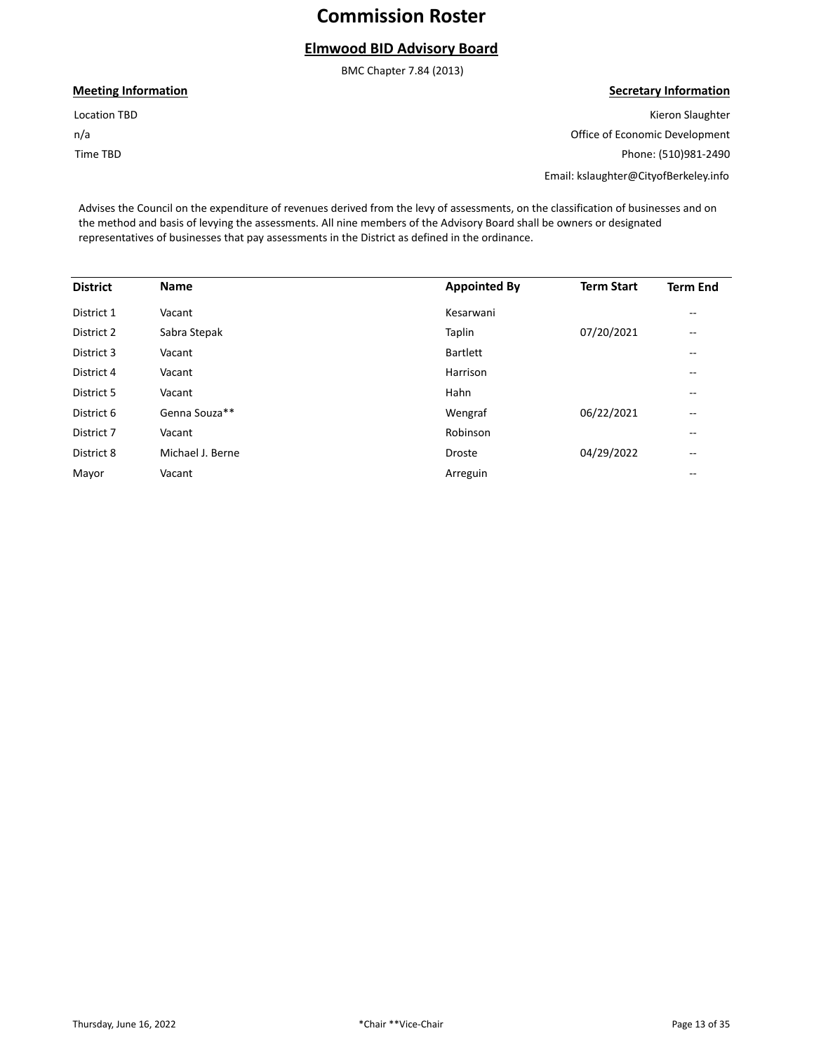# Commission Roster

## Elmwood BID Advisory Board

BMC Chapter 7.84 (2013)

**Meeting Information**

Location TBD

n/a

Time TBD

**Secretary Information**

Kieron Slaughter

Office of Economic Development

Phone: (510)981-2490

Email: kslaughter@CityofBerkeley.info

Advises the Council on the expenditure of revenues derived from the levy of assessments, on the classification of businesses and on the method and basis of levying the assessments. All nine members of the Advisory Board shall be owners or designated representatives of businesses that pay assessments in the District as defined in the ordinance.

| District | Name | Appointed By | Term Start | Term End |
|---|---|---|---|---|
| District 1 | Vacant | Kesarwani | | -- |
| District 2 | Sabra Stepak | Taplin | 07/20/2021 | -- |
| District 3 | Vacant | Bartlett | | -- |
| District 4 | Vacant | Harrison | | -- |
| District 5 | Vacant | Hahn | | -- |
| District 6 | Genna Souza** | Wengraf | 06/22/2021 | -- |
| District 7 | Vacant | Robinson | | -- |
| District 8 | Michael J. Berne | Droste | 04/29/2022 | -- |
| Mayor | Vacant | Arreguin | | -- |

*Chair **Vice-Chair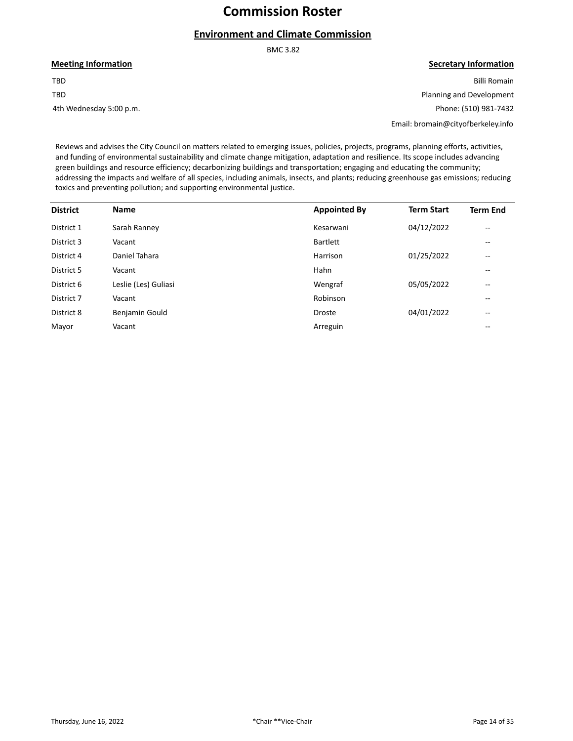# Commission Roster

## Environment and Climate Commission

BMC 3.82

| Meeting Information | Secretary Information |
| --- | --- |
| TBD | Billi Romain |
| TBD | Planning and Development |
| 4th Wednesday 5:00 p.m. | Phone: (510) 981-7432 |
| | Email: bromain@cityofberkeley.info |

Reviews and advises the City Council on matters related to emerging issues, policies, projects, programs, planning efforts, activities, and funding of environmental sustainability and climate change mitigation, adaptation and resilience. Its scope includes advancing green buildings and resource efficiency; decarbonizing buildings and transportation; engaging and educating the community; addressing the impacts and welfare of all species, including animals, insects, and plants; reducing greenhouse gas emissions; reducing toxics and preventing pollution; and supporting environmental justice.

| District | Name | Appointed By | Term Start | Term End |
| --- | --- | --- | --- | --- |
| District 1 | Sarah Ranney | Kesarwani | 04/12/2022 | -- |
| District 3 | Vacant | Bartlett | | -- |
| District 4 | Daniel Tahara | Harrison | 01/25/2022 | -- |
| District 5 | Vacant | Hahn | | -- |
| District 6 | Leslie (Les) Guliasi | Wengraf | 05/05/2022 | -- |
| District 7 | Vacant | Robinson | | -- |
| District 8 | Benjamin Gould | Droste | 04/01/2022 | -- |
| Mayor | Vacant | Arreguin | | -- |

Thursday, June 16, 2022

*Chair **Vice-Chair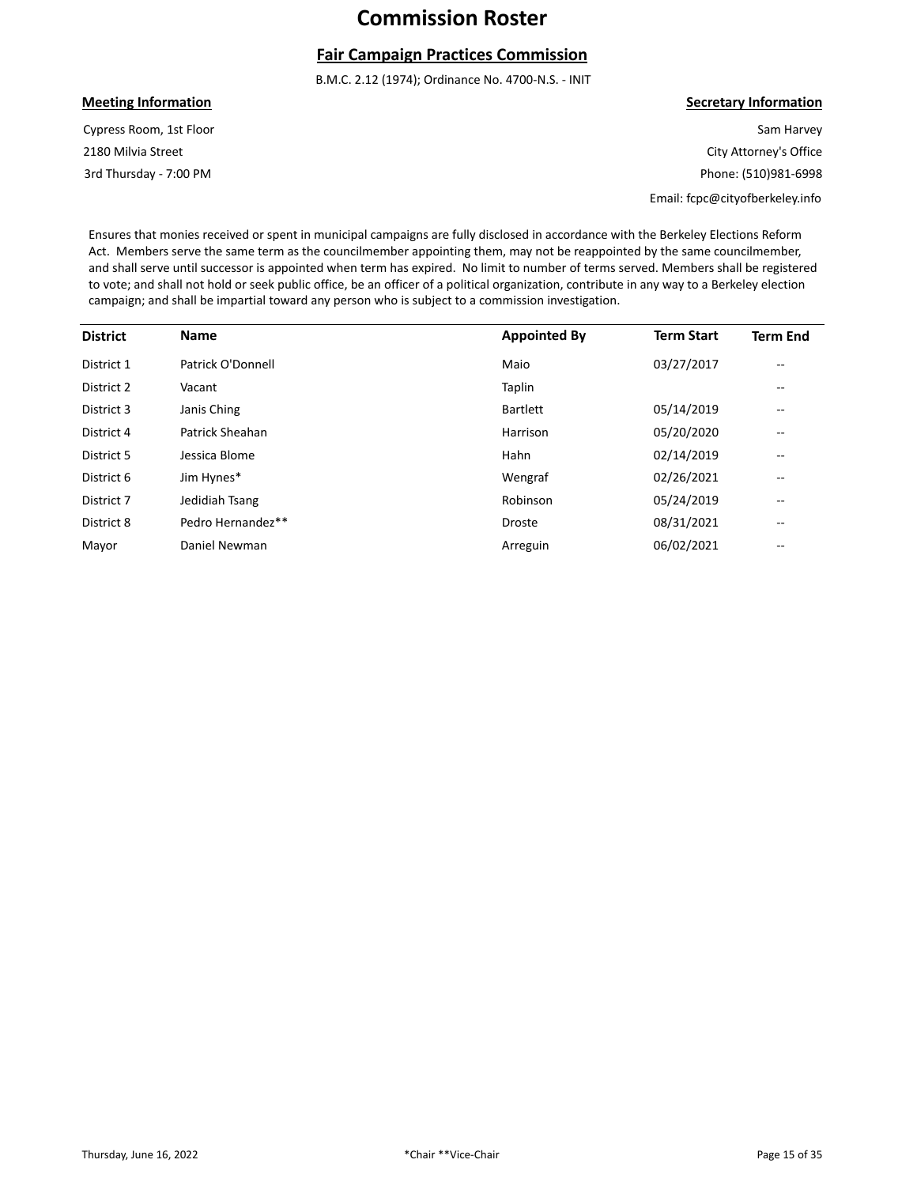# Commission Roster

## Fair Campaign Practices Commission

B.M.C. 2.12 (1974); Ordinance No. 4700-N.S. - INIT

**Meeting Information**

Cypress Room, 1st Floor
2180 Milvia Street
3rd Thursday - 7:00 PM

**Secretary Information**

Sam Harvey
City Attorney's Office
Phone: (510)981-6998
Email: fcpc@cityofberkeley.info

Ensures that monies received or spent in municipal campaigns are fully disclosed in accordance with the Berkeley Elections Reform Act. Members serve the same term as the councilmember appointing them, may not be reappointed by the same councilmember, and shall serve until successor is appointed when term has expired. No limit to number of terms served. Members shall be registered to vote; and shall not hold or seek public office, be an officer of a political organization, contribute in any way to a Berkeley election campaign; and shall be impartial toward any person who is subject to a commission investigation.

| District | Name | Appointed By | Term Start | Term End |
|---|---|---|---|---|
| District 1 | Patrick O'Donnell | Maio | 03/27/2017 | -- |
| District 2 | Vacant | Taplin | | -- |
| District 3 | Janis Ching | Bartlett | 05/14/2019 | -- |
| District 4 | Patrick Sheahan | Harrison | 05/20/2020 | -- |
| District 5 | Jessica Blome | Hahn | 02/14/2019 | -- |
| District 6 | Jim Hynes* | Wengraf | 02/26/2021 | -- |
| District 7 | Jedidiah Tsang | Robinson | 05/24/2019 | -- |
| District 8 | Pedro Hernandez** | Droste | 08/31/2021 | -- |
| Mayor | Daniel Newman | Arreguin | 06/02/2021 | -- |

*Chair **Vice-Chair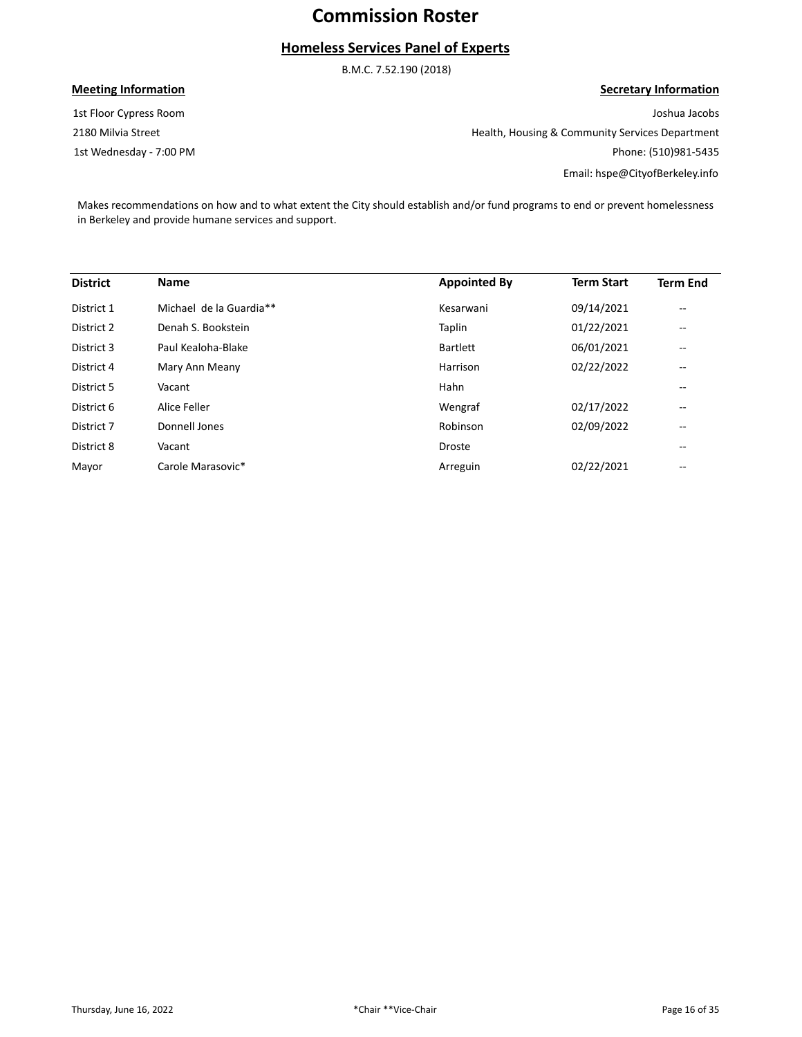# Commission Roster

## Homeless Services Panel of Experts

B.M.C. 7.52.190 (2018)

**Meeting Information**

1st Floor Cypress Room
2180 Milvia Street
1st Wednesday - 7:00 PM

**Secretary Information**

Joshua Jacobs
Health, Housing & Community Services Department
Phone: (510)981-5435
Email: hspe@CityofBerkeley.info

Makes recommendations on how and to what extent the City should establish and/or fund programs to end or prevent homelessness in Berkeley and provide humane services and support.

| District | Name | Appointed By | Term Start | Term End |
|---|---|---|---|---|
| District 1 | Michael de la Guardia** | Kesarwani | 09/14/2021 | -- |
| District 2 | Denah S. Bookstein | Taplin | 01/22/2021 | -- |
| District 3 | Paul Kealoha-Blake | Bartlett | 06/01/2021 | -- |
| District 4 | Mary Ann Meany | Harrison | 02/22/2022 | -- |
| District 5 | Vacant | Hahn | | -- |
| District 6 | Alice Feller | Wengraf | 02/17/2022 | -- |
| District 7 | Donnell Jones | Robinson | 02/09/2022 | -- |
| District 8 | Vacant | Droste | | -- |
| Mayor | Carole Marasovic* | Arreguin | 02/22/2021 | -- |

*Chair **Vice-Chair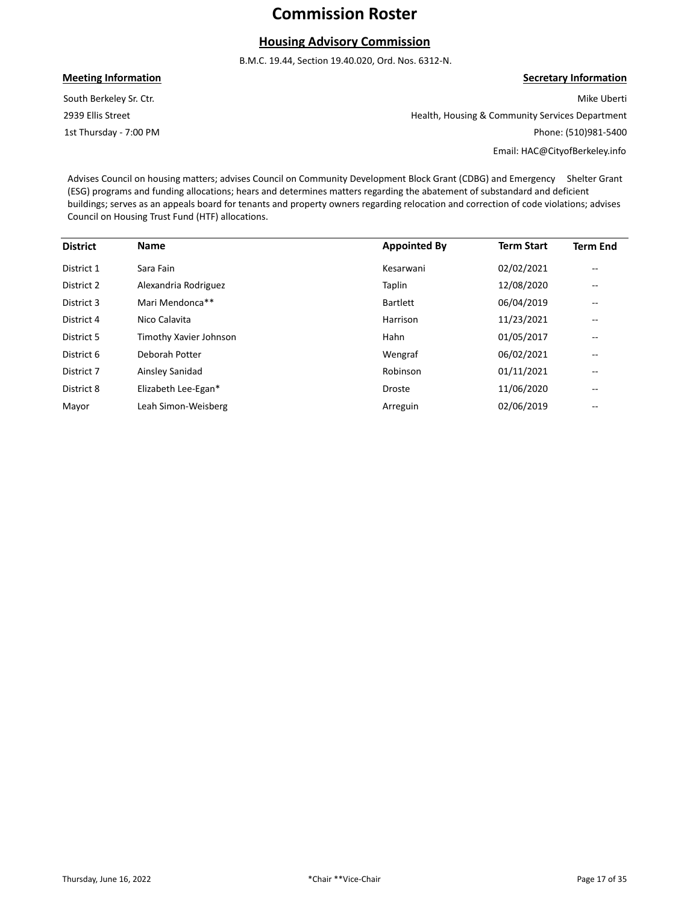# Commission Roster

## Housing Advisory Commission

B.M.C. 19.44, Section 19.40.020, Ord. Nos. 6312-N.

**Meeting Information**

South Berkeley Sr. Ctr.
2939 Ellis Street
1st Thursday - 7:00 PM

**Secretary Information**

Mike Uberti
Health, Housing & Community Services Department
Phone: (510)981-5400
Email: HAC@CityofBerkeley.info

Advises Council on housing matters; advises Council on Community Development Block Grant (CDBG) and Emergency Shelter Grant (ESG) programs and funding allocations; hears and determines matters regarding the abatement of substandard and deficient buildings; serves as an appeals board for tenants and property owners regarding relocation and correction of code violations; advises Council on Housing Trust Fund (HTF) allocations.

| District | Name | Appointed By | Term Start | Term End |
|---|---|---|---|---|
| District 1 | Sara Fain | Kesarwani | 02/02/2021 | -- |
| District 2 | Alexandria Rodriguez | Taplin | 12/08/2020 | -- |
| District 3 | Mari Mendonca** | Bartlett | 06/04/2019 | -- |
| District 4 | Nico Calavita | Harrison | 11/23/2021 | -- |
| District 5 | Timothy Xavier Johnson | Hahn | 01/05/2017 | -- |
| District 6 | Deborah Potter | Wengraf | 06/02/2021 | -- |
| District 7 | Ainsley Sanidad | Robinson | 01/11/2021 | -- |
| District 8 | Elizabeth Lee-Egan* | Droste | 11/06/2020 | -- |
| Mayor | Leah Simon-Weisberg | Arreguin | 02/06/2019 | -- |

*Chair **Vice-Chair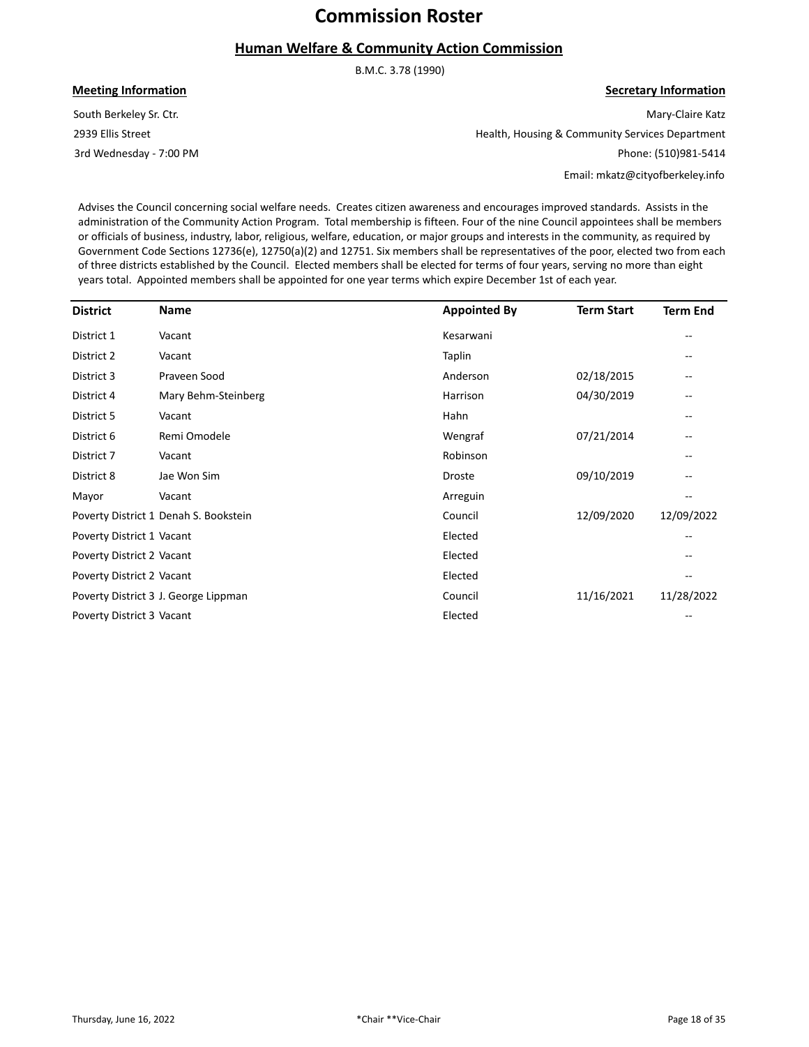# Commission Roster

## Human Welfare & Community Action Commission

B.M.C. 3.78 (1990)

**Meeting Information**

South Berkeley Sr. Ctr.

2939 Ellis Street

3rd Wednesday - 7:00 PM

**Secretary Information**

Mary-Claire Katz

Health, Housing & Community Services Department

Phone: (510)981-5414

Email: mkatz@cityofberkeley.info

Advises the Council concerning social welfare needs. Creates citizen awareness and encourages improved standards. Assists in the administration of the Community Action Program. Total membership is fifteen. Four of the nine Council appointees shall be members or officials of business, industry, labor, religious, welfare, education, or major groups and interests in the community, as required by Government Code Sections 12736(e), 12750(a)(2) and 12751. Six members shall be representatives of the poor, elected two from each of three districts established by the Council. Elected members shall be elected for terms of four years, serving no more than eight years total. Appointed members shall be appointed for one year terms which expire December 1st of each year.

| District | Name | Appointed By | Term Start | Term End |
|---|---|---|---|---|
| District 1 | Vacant | Kesarwani | | -- |
| District 2 | Vacant | Taplin | | -- |
| District 3 | Praveen Sood | Anderson | 02/18/2015 | -- |
| District 4 | Mary Behm-Steinberg | Harrison | 04/30/2019 | -- |
| District 5 | Vacant | Hahn | | -- |
| District 6 | Remi Omodele | Wengraf | 07/21/2014 | -- |
| District 7 | Vacant | Robinson | | -- |
| District 8 | Jae Won Sim | Droste | 09/10/2019 | -- |
| Mayor | Vacant | Arreguin | | -- |
| Poverty District 1 | Denah S. Bookstein | Council | 12/09/2020 | 12/09/2022 |
| Poverty District 1 | Vacant | Elected | | -- |
| Poverty District 2 | Vacant | Elected | | -- |
| Poverty District 2 | Vacant | Elected | | -- |
| Poverty District 3 | J. George Lippman | Council | 11/16/2021 | 11/28/2022 |
| Poverty District 3 | Vacant | Elected | | -- |

*Chair **Vice-Chair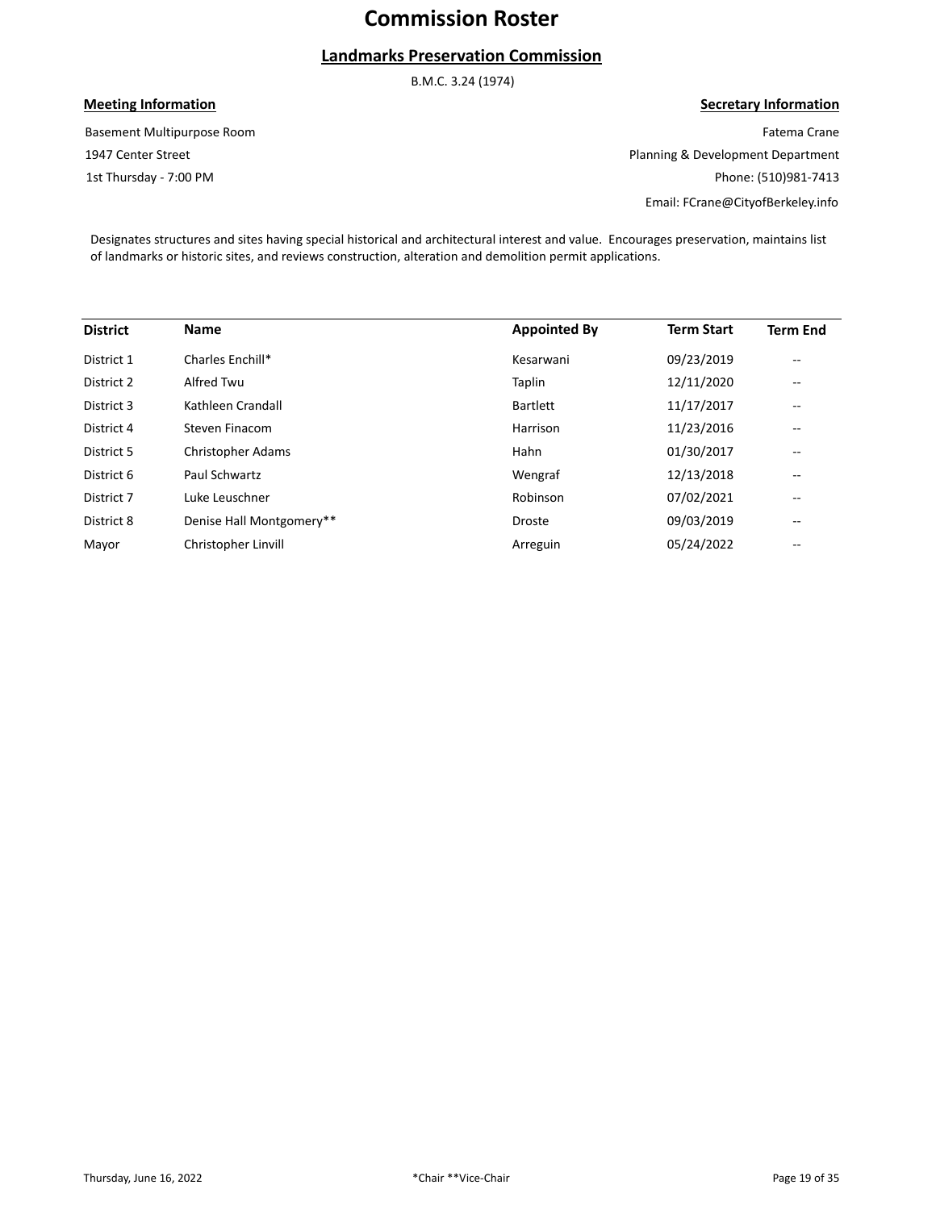# Commission Roster

## Landmarks Preservation Commission

B.M.C. 3.24 (1974)

**Meeting Information**

Basement Multipurpose Room
1947 Center Street
1st Thursday - 7:00 PM

**Secretary Information**

Fatema Crane
Planning & Development Department
Phone: (510)981-7413
Email: FCrane@CityofBerkeley.info

Designates structures and sites having special historical and architectural interest and value. Encourages preservation, maintains list of landmarks or historic sites, and reviews construction, alteration and demolition permit applications.

| District | Name | Appointed By | Term Start | Term End |
|---|---|---|---|---|
| District 1 | Charles Enchill* | Kesarwani | 09/23/2019 | -- |
| District 2 | Alfred Twu | Taplin | 12/11/2020 | -- |
| District 3 | Kathleen Crandall | Bartlett | 11/17/2017 | -- |
| District 4 | Steven Finacom | Harrison | 11/23/2016 | -- |
| District 5 | Christopher Adams | Hahn | 01/30/2017 | -- |
| District 6 | Paul Schwartz | Wengraf | 12/13/2018 | -- |
| District 7 | Luke Leuschner | Robinson | 07/02/2021 | -- |
| District 8 | Denise Hall Montgomery** | Droste | 09/03/2019 | -- |
| Mayor | Christopher Linvill | Arreguin | 05/24/2022 | -- |

*Chair **Vice-Chair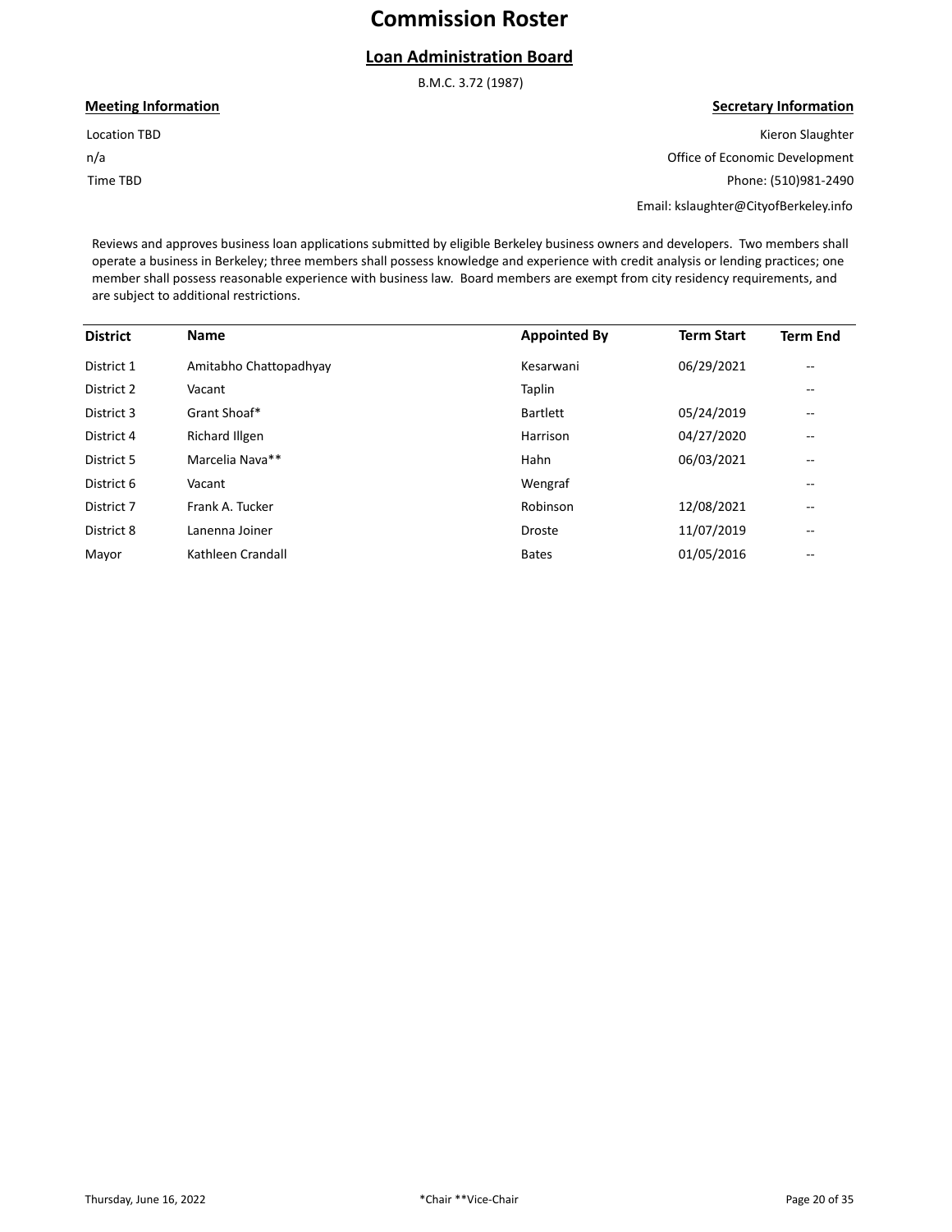# Commission Roster

## Loan Administration Board

B.M.C. 3.72 (1987)

**Meeting Information**

Location TBD

n/a

Time TBD

**Secretary Information**

Kieron Slaughter

Office of Economic Development

Phone: (510)981-2490

Email: kslaughter@CityofBerkeley.info

Reviews and approves business loan applications submitted by eligible Berkeley business owners and developers. Two members shall operate a business in Berkeley; three members shall possess knowledge and experience with credit analysis or lending practices; one member shall possess reasonable experience with business law. Board members are exempt from city residency requirements, and are subject to additional restrictions.

| District | Name | Appointed By | Term Start | Term End |
|---|---|---|---|---|
| District 1 | Amitabho Chattopadhyay | Kesarwani | 06/29/2021 | -- |
| District 2 | Vacant | Taplin | | -- |
| District 3 | Grant Shoaf* | Bartlett | 05/24/2019 | -- |
| District 4 | Richard Illgen | Harrison | 04/27/2020 | -- |
| District 5 | Marcelia Nava** | Hahn | 06/03/2021 | -- |
| District 6 | Vacant | Wengraf | | -- |
| District 7 | Frank A. Tucker | Robinson | 12/08/2021 | -- |
| District 8 | Lanenna Joiner | Droste | 11/07/2019 | -- |
| Mayor | Kathleen Crandall | Bates | 01/05/2016 | -- |

*Chair **Vice-Chair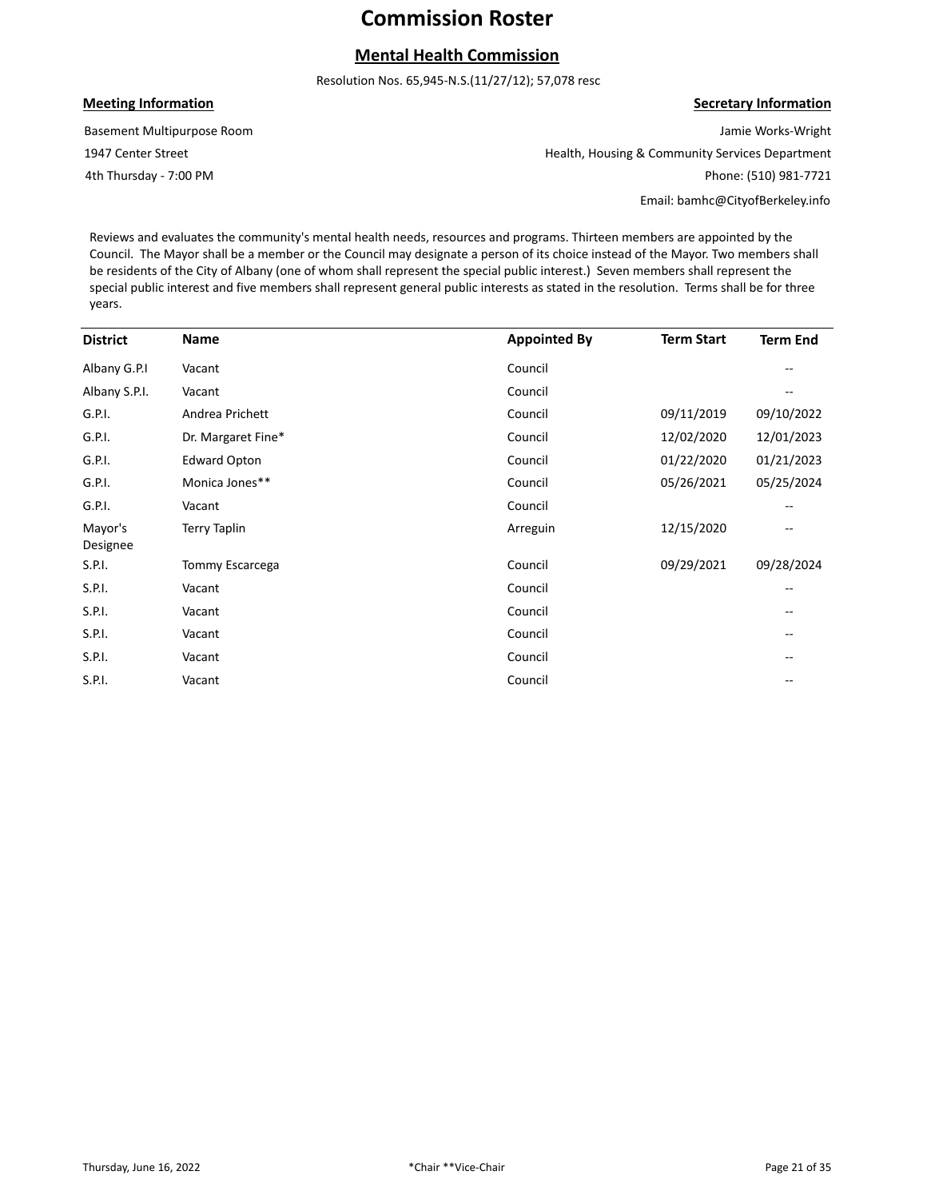# Commission Roster

## Mental Health Commission

Resolution Nos. 65,945-N.S.(11/27/12); 57,078 resc

**Meeting Information**

Basement Multipurpose Room
1947 Center Street
4th Thursday - 7:00 PM

**Secretary Information**

Jamie Works-Wright
Health, Housing & Community Services Department
Phone: (510) 981-7721
Email: bamhc@CityofBerkeley.info

Reviews and evaluates the community's mental health needs, resources and programs. Thirteen members are appointed by the Council. The Mayor shall be a member or the Council may designate a person of its choice instead of the Mayor. Two members shall be residents of the City of Albany (one of whom shall represent the special public interest.) Seven members shall represent the special public interest and five members shall represent general public interests as stated in the resolution. Terms shall be for three years.

| District | Name | Appointed By | Term Start | Term End |
|---|---|---|---|---|
| Albany G.P.I | Vacant | Council | | -- |
| Albany S.P.I. | Vacant | Council | | -- |
| G.P.I. | Andrea Prichett | Council | 09/11/2019 | 09/10/2022 |
| G.P.I. | Dr. Margaret Fine* | Council | 12/02/2020 | 12/01/2023 |
| G.P.I. | Edward Opton | Council | 01/22/2020 | 01/21/2023 |
| G.P.I. | Monica Jones** | Council | 05/26/2021 | 05/25/2024 |
| G.P.I. | Vacant | Council | | -- |
| Mayor's Designee | Terry Taplin | Arreguin | 12/15/2020 | -- |
| S.P.I. | Tommy Escarcega | Council | 09/29/2021 | 09/28/2024 |
| S.P.I. | Vacant | Council | | -- |
| S.P.I. | Vacant | Council | | -- |
| S.P.I. | Vacant | Council | | -- |
| S.P.I. | Vacant | Council | | -- |
| S.P.I. | Vacant | Council | | -- |

*Chair **Vice-Chair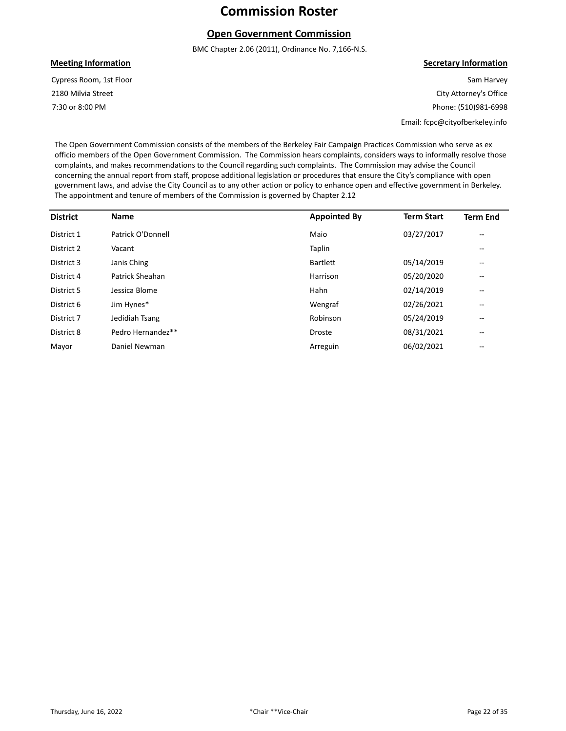# Commission Roster

## Open Government Commission

BMC Chapter 2.06 (2011), Ordinance No. 7,166-N.S.

**Meeting Information**

Cypress Room, 1st Floor
2180 Milvia Street
7:30 or 8:00 PM

**Secretary Information**

Sam Harvey
City Attorney's Office
Phone: (510)981-6998
Email: fcpc@cityofberkeley.info

The Open Government Commission consists of the members of the Berkeley Fair Campaign Practices Commission who serve as ex officio members of the Open Government Commission. The Commission hears complaints, considers ways to informally resolve those complaints, and makes recommendations to the Council regarding such complaints. The Commission may advise the Council concerning the annual report from staff, propose additional legislation or procedures that ensure the City's compliance with open government laws, and advise the City Council as to any other action or policy to enhance open and effective government in Berkeley. The appointment and tenure of members of the Commission is governed by Chapter 2.12

| District | Name | Appointed By | Term Start | Term End |
|---|---|---|---|---|
| District 1 | Patrick O'Donnell | Maio | 03/27/2017 | -- |
| District 2 | Vacant | Taplin | | -- |
| District 3 | Janis Ching | Bartlett | 05/14/2019 | -- |
| District 4 | Patrick Sheahan | Harrison | 05/20/2020 | -- |
| District 5 | Jessica Blome | Hahn | 02/14/2019 | -- |
| District 6 | Jim Hynes* | Wengraf | 02/26/2021 | -- |
| District 7 | Jedidiah Tsang | Robinson | 05/24/2019 | -- |
| District 8 | Pedro Hernandez** | Droste | 08/31/2021 | -- |
| Mayor | Daniel Newman | Arreguin | 06/02/2021 | -- |

*Chair **Vice-Chair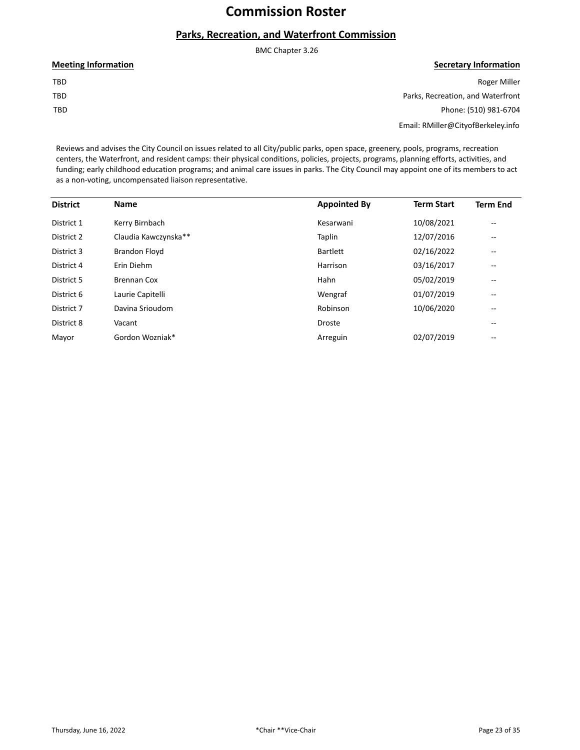# Commission Roster

## Parks, Recreation, and Waterfront Commission

BMC Chapter 3.26

**Meeting Information**

TBD
TBD
TBD

**Secretary Information**

Roger Miller
Parks, Recreation, and Waterfront
Phone: (510) 981-6704
Email: RMiller@CityofBerkeley.info

Reviews and advises the City Council on issues related to all City/public parks, open space, greenery, pools, programs, recreation centers, the Waterfront, and resident camps: their physical conditions, policies, projects, programs, planning efforts, activities, and funding; early childhood education programs; and animal care issues in parks. The City Council may appoint one of its members to act as a non-voting, uncompensated liaison representative.

| District | Name | Appointed By | Term Start | Term End |
|---|---|---|---|---|
| District 1 | Kerry Birnbach | Kesarwani | 10/08/2021 | -- |
| District 2 | Claudia Kawczynska** | Taplin | 12/07/2016 | -- |
| District 3 | Brandon Floyd | Bartlett | 02/16/2022 | -- |
| District 4 | Erin Diehm | Harrison | 03/16/2017 | -- |
| District 5 | Brennan Cox | Hahn | 05/02/2019 | -- |
| District 6 | Laurie Capitelli | Wengraf | 01/07/2019 | -- |
| District 7 | Davina Srioudom | Robinson | 10/06/2020 | -- |
| District 8 | Vacant | Droste | | -- |
| Mayor | Gordon Wozniak* | Arreguin | 02/07/2019 | -- |

*Chair **Vice-Chair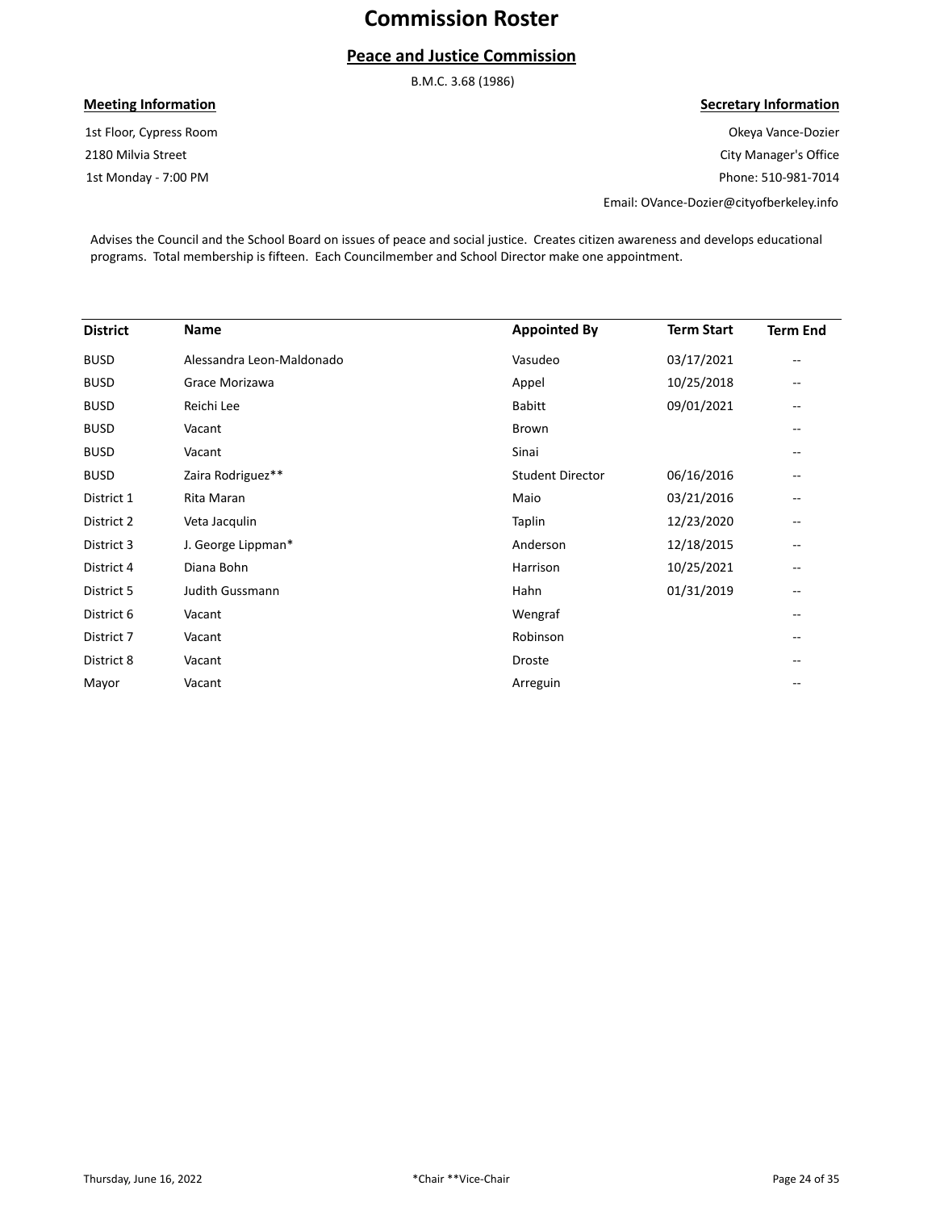# Commission Roster

## Peace and Justice Commission

B.M.C. 3.68 (1986)

**Meeting Information**

1st Floor, Cypress Room
2180 Milvia Street
1st Monday - 7:00 PM

**Secretary Information**

Okeya Vance-Dozier
City Manager's Office
Phone: 510-981-7014
Email: OVance-Dozier@cityofberkeley.info

Advises the Council and the School Board on issues of peace and social justice. Creates citizen awareness and develops educational programs. Total membership is fifteen. Each Councilmember and School Director make one appointment.

| District | Name | Appointed By | Term Start | Term End |
|---|---|---|---|---|
| BUSD | Alessandra Leon-Maldonado | Vasudeo | 03/17/2021 | -- |
| BUSD | Grace Morizawa | Appel | 10/25/2018 | -- |
| BUSD | Reichi Lee | Babitt | 09/01/2021 | -- |
| BUSD | Vacant | Brown | | -- |
| BUSD | Vacant | Sinai | | -- |
| BUSD | Zaira Rodriguez** | Student Director | 06/16/2016 | -- |
| District 1 | Rita Maran | Maio | 03/21/2016 | -- |
| District 2 | Veta Jacqulin | Taplin | 12/23/2020 | -- |
| District 3 | J. George Lippman* | Anderson | 12/18/2015 | -- |
| District 4 | Diana Bohn | Harrison | 10/25/2021 | -- |
| District 5 | Judith Gussmann | Hahn | 01/31/2019 | -- |
| District 6 | Vacant | Wengraf | | -- |
| District 7 | Vacant | Robinson | | -- |
| District 8 | Vacant | Droste | | -- |
| Mayor | Vacant | Arreguin | | -- |

*Chair **Vice-Chair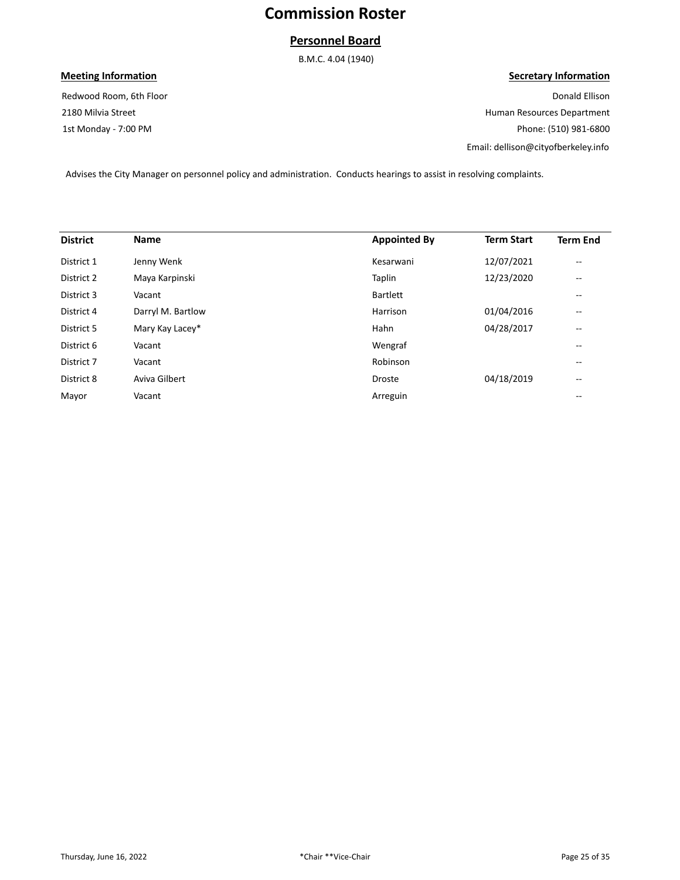# Commission Roster

## Personnel Board

B.M.C. 4.04 (1940)

**Meeting Information**

Redwood Room, 6th Floor
2180 Milvia Street
1st Monday - 7:00 PM

**Secretary Information**

Donald Ellison
Human Resources Department
Phone: (510) 981-6800
Email: dellison@cityofberkeley.info

Advises the City Manager on personnel policy and administration. Conducts hearings to assist in resolving complaints.

| District | Name | Appointed By | Term Start | Term End |
| --- | --- | --- | --- | --- |
| District 1 | Jenny Wenk | Kesarwani | 12/07/2021 | -- |
| District 2 | Maya Karpinski | Taplin | 12/23/2020 | -- |
| District 3 | Vacant | Bartlett | | -- |
| District 4 | Darryl M. Bartlow | Harrison | 01/04/2016 | -- |
| District 5 | Mary Kay Lacey* | Hahn | 04/28/2017 | -- |
| District 6 | Vacant | Wengraf | | -- |
| District 7 | Vacant | Robinson | | -- |
| District 8 | Aviva Gilbert | Droste | 04/18/2019 | -- |
| Mayor | Vacant | Arreguin | | -- |

Thursday, June 16, 2022

*Chair **Vice-Chair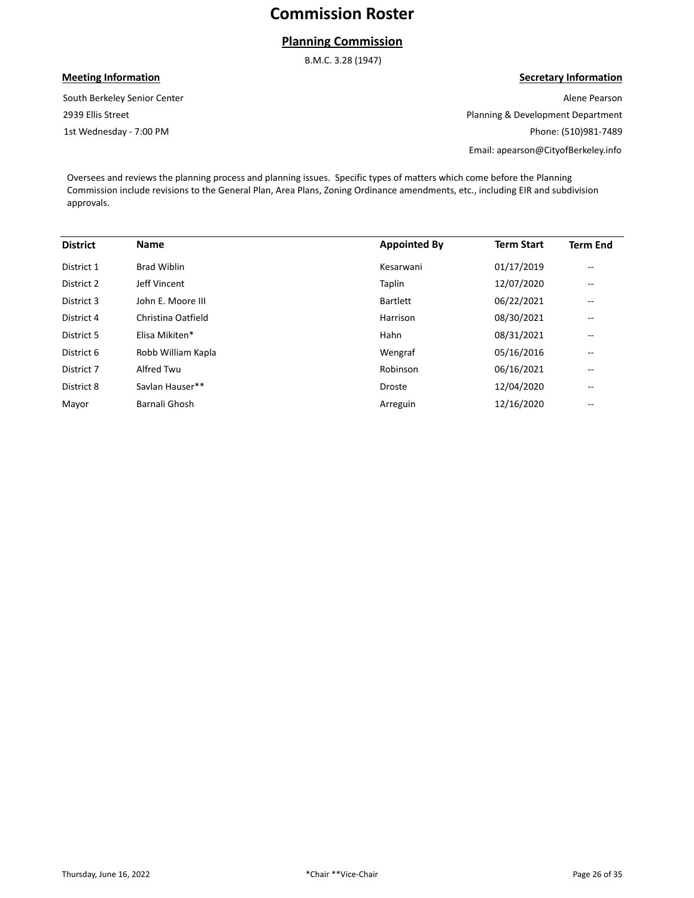# Commission Roster

## Planning Commission

B.M.C. 3.28 (1947)

**Meeting Information**

South Berkeley Senior Center
2939 Ellis Street
1st Wednesday - 7:00 PM

**Secretary Information**

Alene Pearson
Planning & Development Department
Phone: (510)981-7489
Email: apearson@CityofBerkeley.info

Oversees and reviews the planning process and planning issues. Specific types of matters which come before the Planning Commission include revisions to the General Plan, Area Plans, Zoning Ordinance amendments, etc., including EIR and subdivision approvals.

| District | Name | Appointed By | Term Start | Term End |
|---|---|---|---|---|
| District 1 | Brad Wiblin | Kesarwani | 01/17/2019 | -- |
| District 2 | Jeff Vincent | Taplin | 12/07/2020 | -- |
| District 3 | John E. Moore III | Bartlett | 06/22/2021 | -- |
| District 4 | Christina Oatfield | Harrison | 08/30/2021 | -- |
| District 5 | Elisa Mikiten* | Hahn | 08/31/2021 | -- |
| District 6 | Robb William Kapla | Wengraf | 05/16/2016 | -- |
| District 7 | Alfred Twu | Robinson | 06/16/2021 | -- |
| District 8 | Savlan Hauser** | Droste | 12/04/2020 | -- |
| Mayor | Barnali Ghosh | Arreguin | 12/16/2020 | -- |

*Chair **Vice-Chair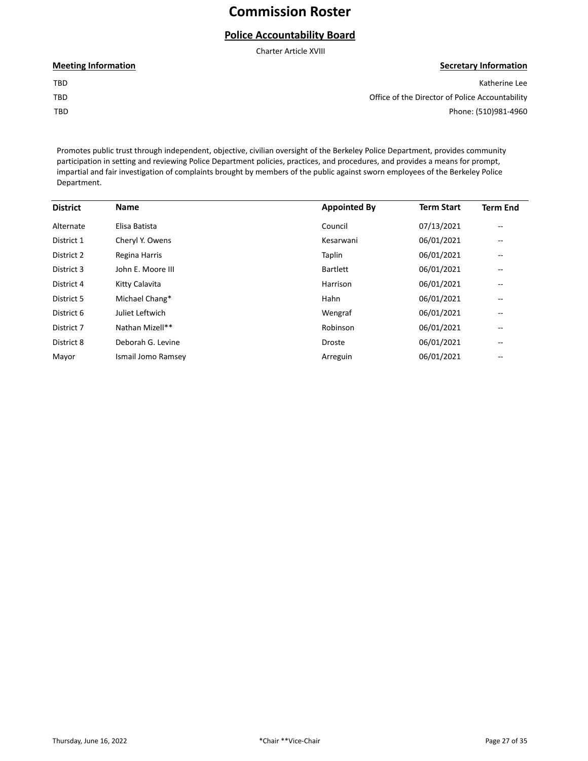# Commission Roster

## Police Accountability Board

Charter Article XVIII

**Meeting Information**

TBD

TBD

TBD

**Secretary Information**

Katherine Lee

Office of the Director of Police Accountability

Phone: (510)981-4960

Promotes public trust through independent, objective, civilian oversight of the Berkeley Police Department, provides community participation in setting and reviewing Police Department policies, practices, and procedures, and provides a means for prompt, impartial and fair investigation of complaints brought by members of the public against sworn employees of the Berkeley Police Department.

| District | Name | Appointed By | Term Start | Term End |
|---|---|---|---|---|
| Alternate | Elisa Batista | Council | 07/13/2021 | -- |
| District 1 | Cheryl Y. Owens | Kesarwani | 06/01/2021 | -- |
| District 2 | Regina Harris | Taplin | 06/01/2021 | -- |
| District 3 | John E. Moore III | Bartlett | 06/01/2021 | -- |
| District 4 | Kitty Calavita | Harrison | 06/01/2021 | -- |
| District 5 | Michael Chang* | Hahn | 06/01/2021 | -- |
| District 6 | Juliet Leftwich | Wengraf | 06/01/2021 | -- |
| District 7 | Nathan Mizell** | Robinson | 06/01/2021 | -- |
| District 8 | Deborah G. Levine | Droste | 06/01/2021 | -- |
| Mayor | Ismail Jomo Ramsey | Arreguin | 06/01/2021 | -- |

*Chair **Vice-Chair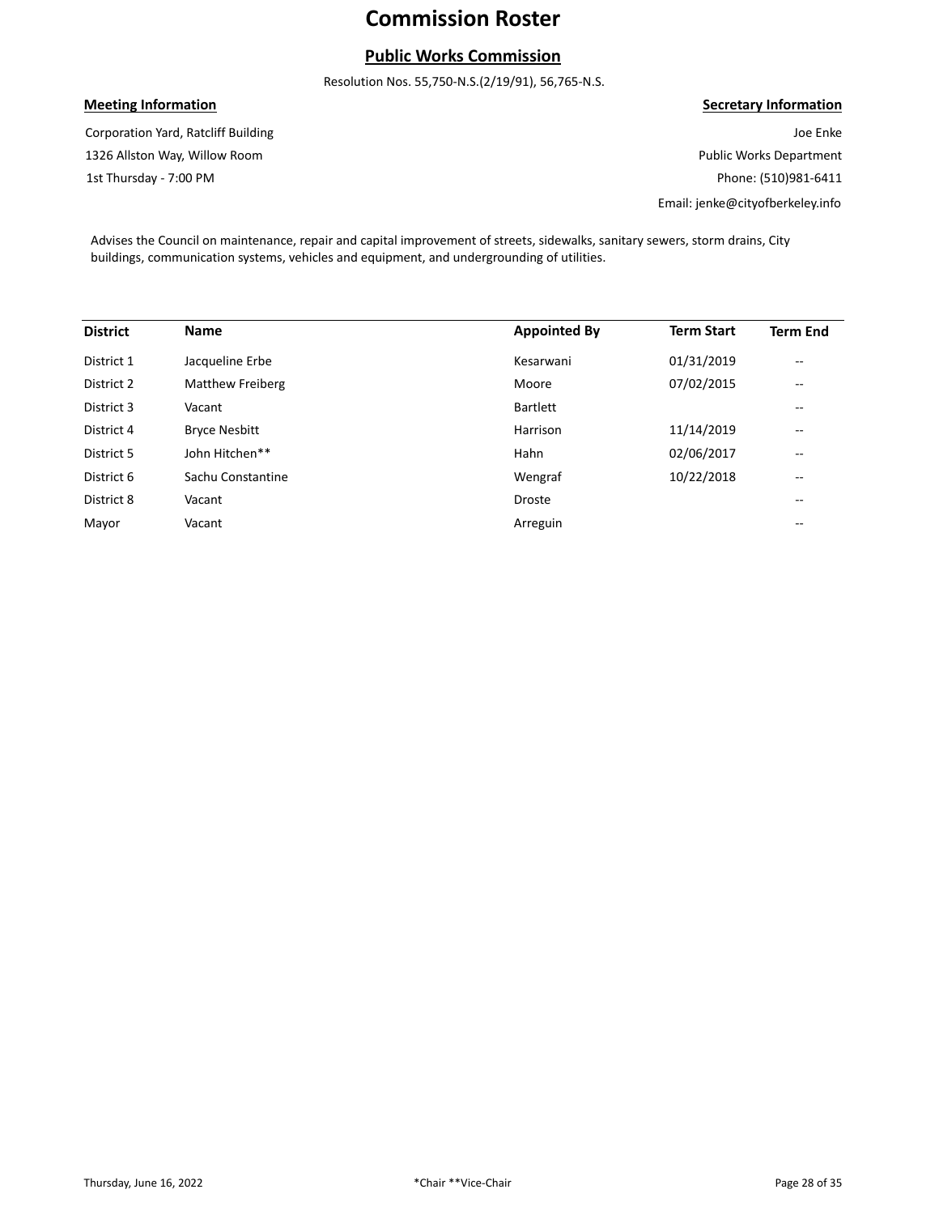# Commission Roster

## Public Works Commission

Resolution Nos. 55,750-N.S.(2/19/91), 56,765-N.S.

**Meeting Information**

Corporation Yard, Ratcliff Building
1326 Allston Way, Willow Room
1st Thursday - 7:00 PM

**Secretary Information**

Joe Enke
Public Works Department
Phone: (510)981-6411
Email: jenke@cityofberkeley.info

Advises the Council on maintenance, repair and capital improvement of streets, sidewalks, sanitary sewers, storm drains, City buildings, communication systems, vehicles and equipment, and undergrounding of utilities.

| District | Name | Appointed By | Term Start | Term End |
|---|---|---|---|---|
| District 1 | Jacqueline Erbe | Kesarwani | 01/31/2019 | -- |
| District 2 | Matthew Freiberg | Moore | 07/02/2015 | -- |
| District 3 | Vacant | Bartlett | | -- |
| District 4 | Bryce Nesbitt | Harrison | 11/14/2019 | -- |
| District 5 | John Hitchen** | Hahn | 02/06/2017 | -- |
| District 6 | Sachu Constantine | Wengraf | 10/22/2018 | -- |
| District 8 | Vacant | Droste | | -- |
| Mayor | Vacant | Arreguin | | -- |

*Chair **Vice-Chair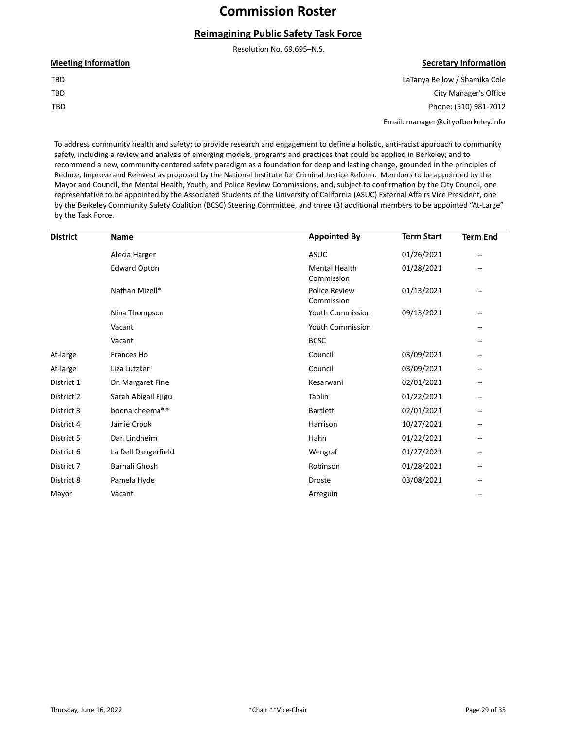# Commission Roster

## Reimagining Public Safety Task Force

Resolution No. 69,695–N.S.

**Meeting Information**

TBD

TBD

TBD

**Secretary Information**

LaTanya Bellow / Shamika Cole

City Manager's Office

Phone: (510) 981-7012

Email: manager@cityofberkeley.info

To address community health and safety; to provide research and engagement to define a holistic, anti-racist approach to community safety, including a review and analysis of emerging models, programs and practices that could be applied in Berkeley; and to recommend a new, community-centered safety paradigm as a foundation for deep and lasting change, grounded in the principles of Reduce, Improve and Reinvest as proposed by the National Institute for Criminal Justice Reform. Members to be appointed by the Mayor and Council, the Mental Health, Youth, and Police Review Commissions, and, subject to confirmation by the City Council, one representative to be appointed by the Associated Students of the University of California (ASUC) External Affairs Vice President, one by the Berkeley Community Safety Coalition (BCSC) Steering Committee, and three (3) additional members to be appointed "At-Large" by the Task Force.

| District | Name | Appointed By | Term Start | Term End |
|---|---|---|---|---|
| | Alecia Harger | ASUC | 01/26/2021 | -- |
| | Edward Opton | Mental Health Commission | 01/28/2021 | -- |
| | Nathan Mizell* | Police Review Commission | 01/13/2021 | -- |
| | Nina Thompson | Youth Commission | 09/13/2021 | -- |
| | Vacant | Youth Commission | | -- |
| | Vacant | BCSC | | -- |
| At-large | Frances Ho | Council | 03/09/2021 | -- |
| At-large | Liza Lutzker | Council | 03/09/2021 | -- |
| District 1 | Dr. Margaret Fine | Kesarwani | 02/01/2021 | -- |
| District 2 | Sarah Abigail Ejigu | Taplin | 01/22/2021 | -- |
| District 3 | boona cheema** | Bartlett | 02/01/2021 | -- |
| District 4 | Jamie Crook | Harrison | 10/27/2021 | -- |
| District 5 | Dan Lindheim | Hahn | 01/22/2021 | -- |
| District 6 | La Dell Dangerfield | Wengraf | 01/27/2021 | -- |
| District 7 | Barnali Ghosh | Robinson | 01/28/2021 | -- |
| District 8 | Pamela Hyde | Droste | 03/08/2021 | -- |
| Mayor | Vacant | Arreguin | | -- |

*Chair **Vice-Chair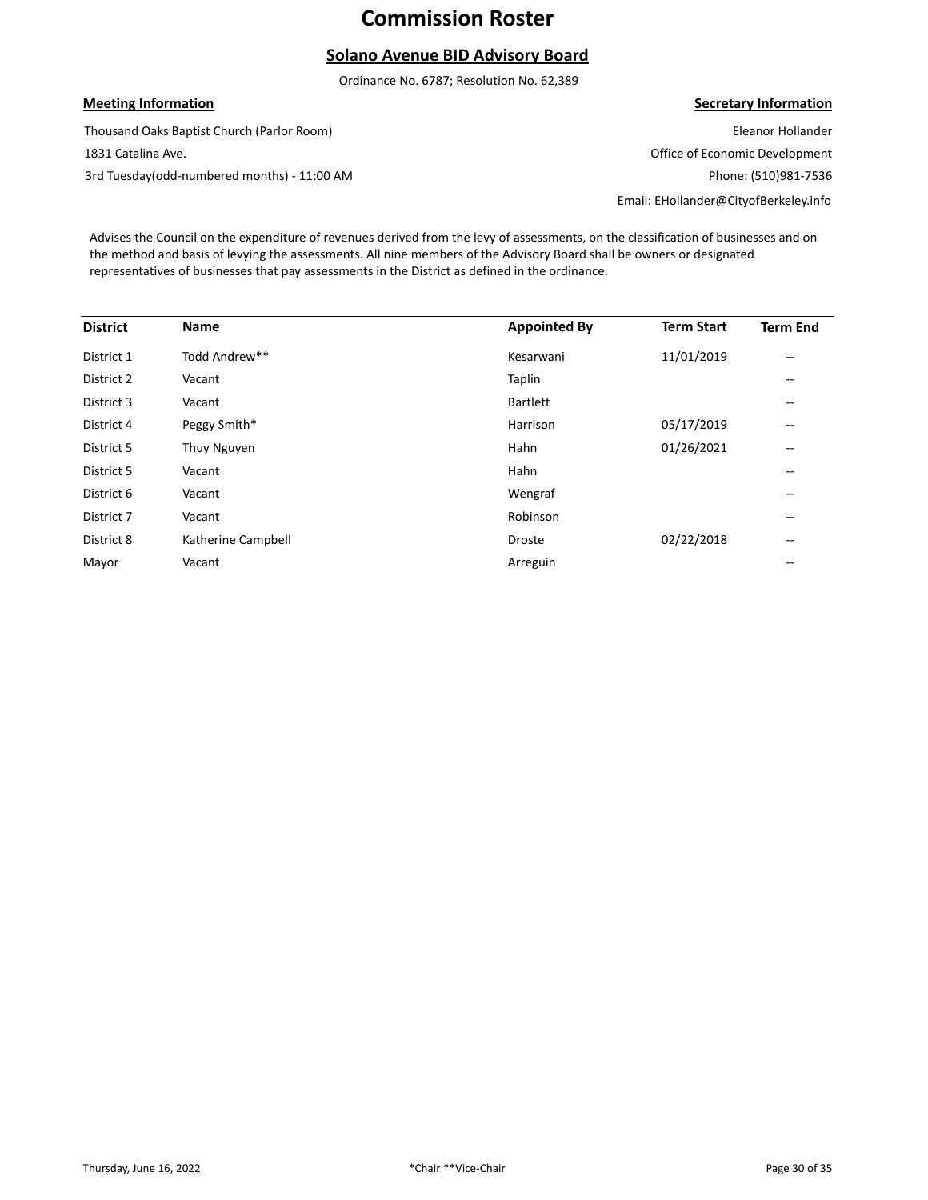# Commission Roster

## Solano Avenue BID Advisory Board

Ordinance No. 6787; Resolution No. 62,389

**Meeting Information**

Thousand Oaks Baptist Church (Parlor Room)
1831 Catalina Ave.
3rd Tuesday(odd-numbered months) - 11:00 AM

**Secretary Information**

Eleanor Hollander
Office of Economic Development
Phone: (510)981-7536
Email: EHollander@CityofBerkeley.info

Advises the Council on the expenditure of revenues derived from the levy of assessments, on the classification of businesses and on the method and basis of levying the assessments. All nine members of the Advisory Board shall be owners or designated representatives of businesses that pay assessments in the District as defined in the ordinance.

| District | Name | Appointed By | Term Start | Term End |
|---|---|---|---|---|
| District 1 | Todd Andrew** | Kesarwani | 11/01/2019 | -- |
| District 2 | Vacant | Taplin | | -- |
| District 3 | Vacant | Bartlett | | -- |
| District 4 | Peggy Smith* | Harrison | 05/17/2019 | -- |
| District 5 | Thuy Nguyen | Hahn | 01/26/2021 | -- |
| District 5 | Vacant | Hahn | | -- |
| District 6 | Vacant | Wengraf | | -- |
| District 7 | Vacant | Robinson | | -- |
| District 8 | Katherine Campbell | Droste | 02/22/2018 | -- |
| Mayor | Vacant | Arreguin | | -- |

*Chair **Vice-Chair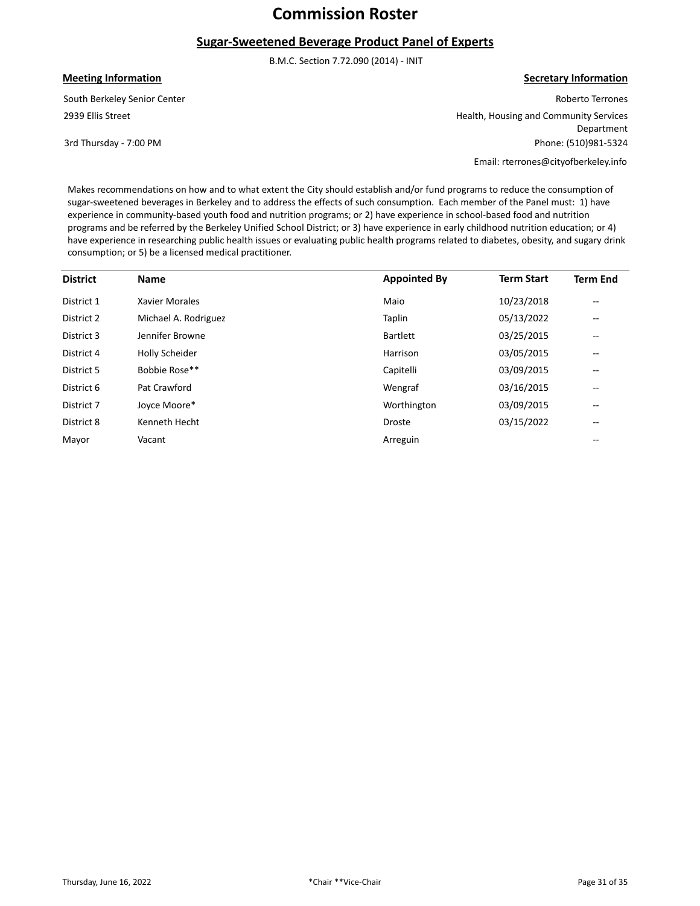# Commission Roster

## Sugar-Sweetened Beverage Product Panel of Experts

B.M.C. Section 7.72.090 (2014) - INIT

**Meeting Information**

South Berkeley Senior Center
2939 Ellis Street
3rd Thursday - 7:00 PM

**Secretary Information**

Roberto Terrones
Health, Housing and Community Services Department
Phone: (510)981-5324
Email: rterrones@cityofberkeley.info

Makes recommendations on how and to what extent the City should establish and/or fund programs to reduce the consumption of sugar-sweetened beverages in Berkeley and to address the effects of such consumption. Each member of the Panel must: 1) have experience in community-based youth food and nutrition programs; or 2) have experience in school-based food and nutrition programs and be referred by the Berkeley Unified School District; or 3) have experience in early childhood nutrition education; or 4) have experience in researching public health issues or evaluating public health programs related to diabetes, obesity, and sugary drink consumption; or 5) be a licensed medical practitioner.

| District | Name | Appointed By | Term Start | Term End |
|---|---|---|---|---|
| District 1 | Xavier Morales | Maio | 10/23/2018 | -- |
| District 2 | Michael A. Rodriguez | Taplin | 05/13/2022 | -- |
| District 3 | Jennifer Browne | Bartlett | 03/25/2015 | -- |
| District 4 | Holly Scheider | Harrison | 03/05/2015 | -- |
| District 5 | Bobbie Rose** | Capitelli | 03/09/2015 | -- |
| District 6 | Pat Crawford | Wengraf | 03/16/2015 | -- |
| District 7 | Joyce Moore* | Worthington | 03/09/2015 | -- |
| District 8 | Kenneth Hecht | Droste | 03/15/2022 | -- |
| Mayor | Vacant | Arreguin | | -- |

*Chair **Vice-Chair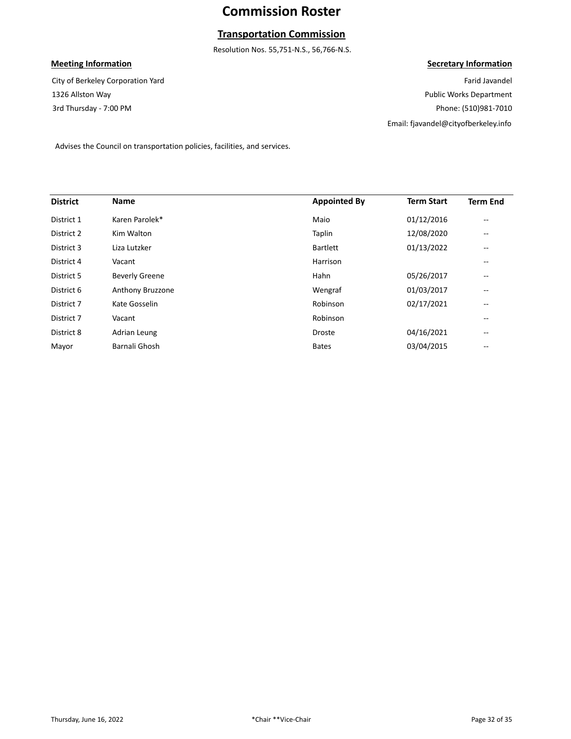# Commission Roster

## Transportation Commission

Resolution Nos. 55,751-N.S., 56,766-N.S.

**Meeting Information**

City of Berkeley Corporation Yard
1326 Allston Way
3rd Thursday - 7:00 PM

**Secretary Information**

Farid Javandel
Public Works Department
Phone: (510)981-7010
Email: fjavandel@cityofberkeley.info

Advises the Council on transportation policies, facilities, and services.

| District | Name | Appointed By | Term Start | Term End |
|---|---|---|---|---|
| District 1 | Karen Parolek* | Maio | 01/12/2016 | -- |
| District 2 | Kim Walton | Taplin | 12/08/2020 | -- |
| District 3 | Liza Lutzker | Bartlett | 01/13/2022 | -- |
| District 4 | Vacant | Harrison | | -- |
| District 5 | Beverly Greene | Hahn | 05/26/2017 | -- |
| District 6 | Anthony Bruzzone | Wengraf | 01/03/2017 | -- |
| District 7 | Kate Gosselin | Robinson | 02/17/2021 | -- |
| District 7 | Vacant | Robinson | | -- |
| District 8 | Adrian Leung | Droste | 04/16/2021 | -- |
| Mayor | Barnali Ghosh | Bates | 03/04/2015 | -- |

*Chair **Vice-Chair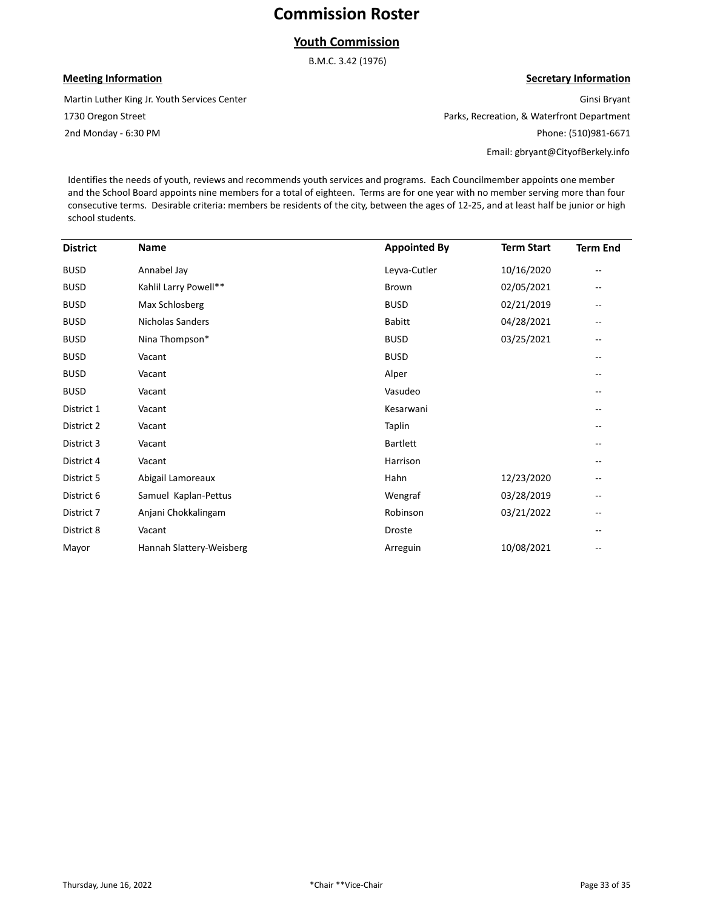# Commission Roster

## Youth Commission

B.M.C. 3.42 (1976)

**Meeting Information**

Martin Luther King Jr. Youth Services Center
1730 Oregon Street
2nd Monday - 6:30 PM

**Secretary Information**

Ginsi Bryant
Parks, Recreation, & Waterfront Department
Phone: (510)981-6671
Email: gbryant@CityofBerkely.info

Identifies the needs of youth, reviews and recommends youth services and programs. Each Councilmember appoints one member and the School Board appoints nine members for a total of eighteen. Terms are for one year with no member serving more than four consecutive terms. Desirable criteria: members be residents of the city, between the ages of 12-25, and at least half be junior or high school students.

| District | Name | Appointed By | Term Start | Term End |
|---|---|---|---|---|
| BUSD | Annabel Jay | Leyva-Cutler | 10/16/2020 | -- |
| BUSD | Kahlil Larry Powell** | Brown | 02/05/2021 | -- |
| BUSD | Max Schlosberg | BUSD | 02/21/2019 | -- |
| BUSD | Nicholas Sanders | Babitt | 04/28/2021 | -- |
| BUSD | Nina Thompson* | BUSD | 03/25/2021 | -- |
| BUSD | Vacant | BUSD | | -- |
| BUSD | Vacant | Alper | | -- |
| BUSD | Vacant | Vasudeo | | -- |
| District 1 | Vacant | Kesarwani | | -- |
| District 2 | Vacant | Taplin | | -- |
| District 3 | Vacant | Bartlett | | -- |
| District 4 | Vacant | Harrison | | -- |
| District 5 | Abigail Lamoreaux | Hahn | 12/23/2020 | -- |
| District 6 | Samuel Kaplan-Pettus | Wengraf | 03/28/2019 | -- |
| District 7 | Anjani Chokkalingam | Robinson | 03/21/2022 | -- |
| District 8 | Vacant | Droste | | -- |
| Mayor | Hannah Slattery-Weisberg | Arreguin | 10/08/2021 | -- |

Thursday, June 16, 2022

*Chair **Vice-Chair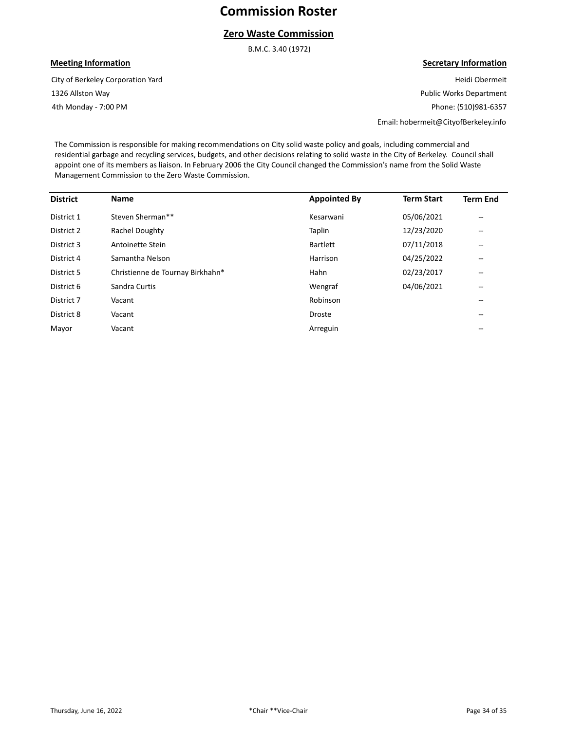# Commission Roster

## Zero Waste Commission

B.M.C. 3.40 (1972)

**Meeting Information**

City of Berkeley Corporation Yard
1326 Allston Way
4th Monday - 7:00 PM

**Secretary Information**

Heidi Obermeit
Public Works Department
Phone: (510)981-6357
Email: hobermeit@CityofBerkeley.info

The Commission is responsible for making recommendations on City solid waste policy and goals, including commercial and residential garbage and recycling services, budgets, and other decisions relating to solid waste in the City of Berkeley. Council shall appoint one of its members as liaison. In February 2006 the City Council changed the Commission's name from the Solid Waste Management Commission to the Zero Waste Commission.

| District | Name | Appointed By | Term Start | Term End |
|---|---|---|---|---|
| District 1 | Steven Sherman** | Kesarwani | 05/06/2021 | -- |
| District 2 | Rachel Doughty | Taplin | 12/23/2020 | -- |
| District 3 | Antoinette Stein | Bartlett | 07/11/2018 | -- |
| District 4 | Samantha Nelson | Harrison | 04/25/2022 | -- |
| District 5 | Christienne de Tournay Birkhahn* | Hahn | 02/23/2017 | -- |
| District 6 | Sandra Curtis | Wengraf | 04/06/2021 | -- |
| District 7 | Vacant | Robinson | | -- |
| District 8 | Vacant | Droste | | -- |
| Mayor | Vacant | Arreguin | | -- |

*Chair **Vice-Chair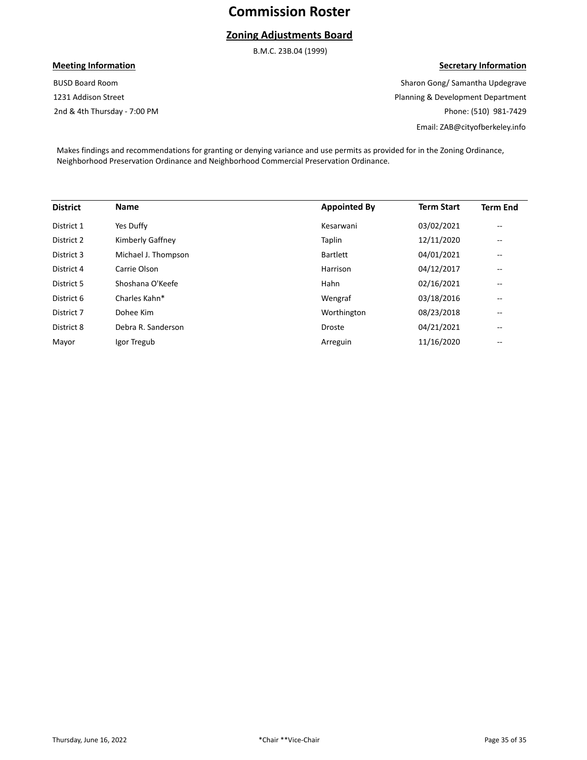# Commission Roster

## Zoning Adjustments Board

B.M.C. 23B.04 (1999)

**Meeting Information**

BUSD Board Room
1231 Addison Street
2nd & 4th Thursday - 7:00 PM

**Secretary Information**

Sharon Gong/ Samantha Updegrave
Planning & Development Department
Phone: (510) 981-7429
Email: ZAB@cityofberkeley.info

Makes findings and recommendations for granting or denying variance and use permits as provided for in the Zoning Ordinance, Neighborhood Preservation Ordinance and Neighborhood Commercial Preservation Ordinance.

| District | Name | Appointed By | Term Start | Term End |
|---|---|---|---|---|
| District 1 | Yes Duffy | Kesarwani | 03/02/2021 | -- |
| District 2 | Kimberly Gaffney | Taplin | 12/11/2020 | -- |
| District 3 | Michael J. Thompson | Bartlett | 04/01/2021 | -- |
| District 4 | Carrie Olson | Harrison | 04/12/2017 | -- |
| District 5 | Shoshana O'Keefe | Hahn | 02/16/2021 | -- |
| District 6 | Charles Kahn* | Wengraf | 03/18/2016 | -- |
| District 7 | Dohee Kim | Worthington | 08/23/2018 | -- |
| District 8 | Debra R. Sanderson | Droste | 04/21/2021 | -- |
| Mayor | Igor Tregub | Arreguin | 11/16/2020 | -- |

*Chair **Vice-Chair